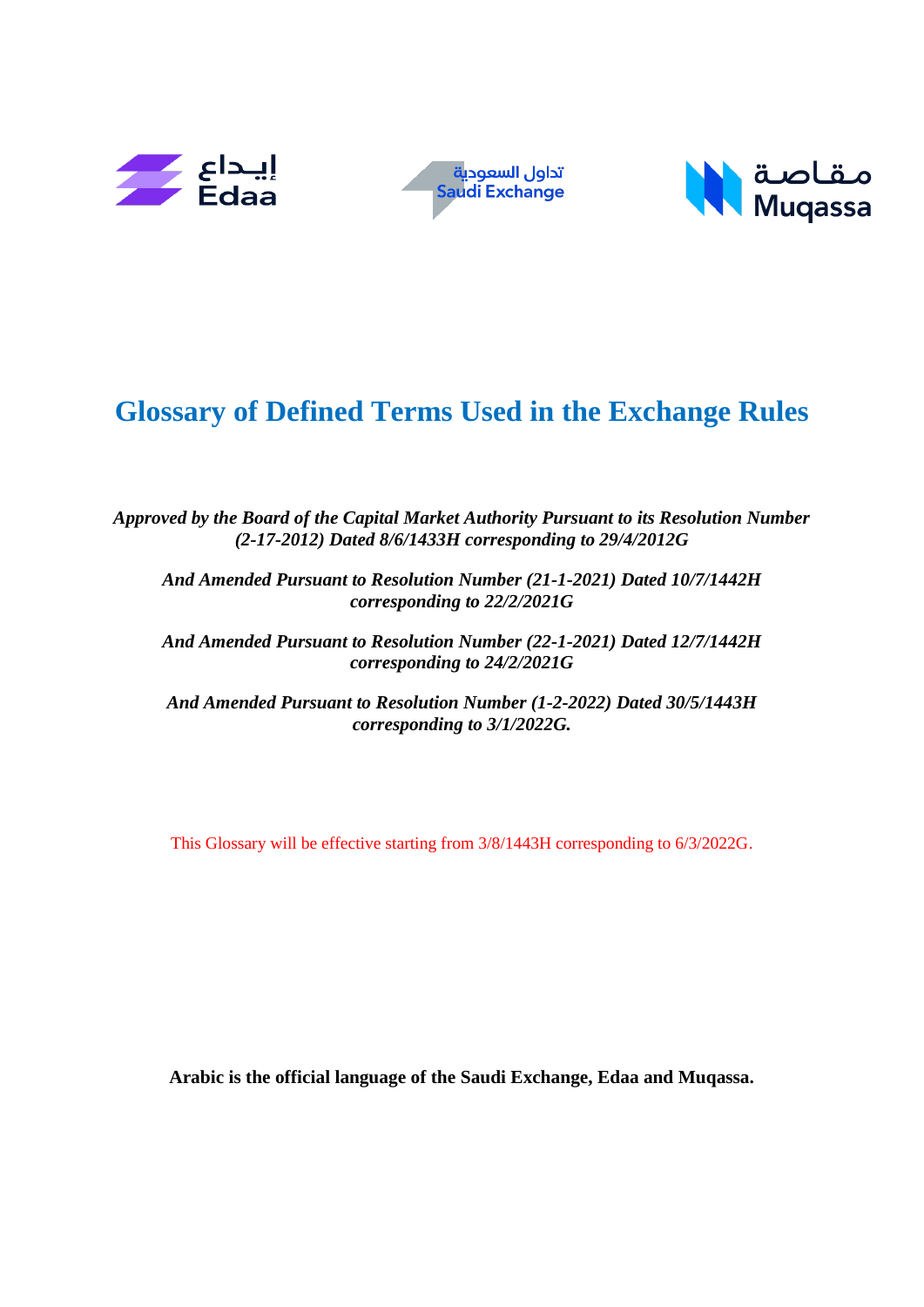# Glossary of Defined Terms Used in the Exchange Rules

***Approved by the Board of the Capital Market Authority Pursuant to its Resolution Number (2-17-2012) Dated 8/6/1433H corresponding to 29/4/2012G***

***And Amended Pursuant to Resolution Number (21-1-2021) Dated 10/7/1442H corresponding to 22/2/2021G***

***And Amended Pursuant to Resolution Number (22-1-2021) Dated 12/7/1442H corresponding to 24/2/2021G***

***And Amended Pursuant to Resolution Number (1-2-2022) Dated 30/5/1443H corresponding to 3/1/2022G.***

This Glossary will be effective starting from 3/8/1443H corresponding to 6/3/2022G.

**Arabic is the official language of the Saudi Exchange, Edaa and Muqassa.**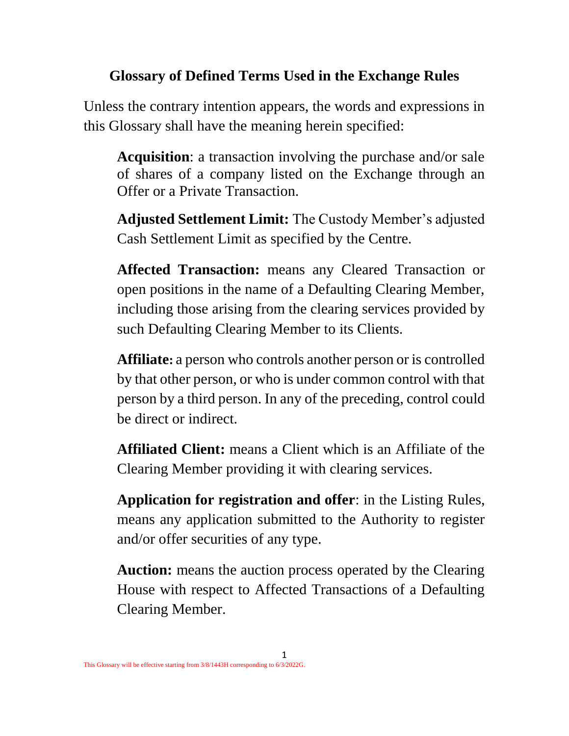# Glossary of Defined Terms Used in the Exchange Rules

Unless the contrary intention appears, the words and expressions in this Glossary shall have the meaning herein specified:

**Acquisition**: a transaction involving the purchase and/or sale of shares of a company listed on the Exchange through an Offer or a Private Transaction.

**Adjusted Settlement Limit:** The Custody Member's adjusted Cash Settlement Limit as specified by the Centre.

**Affected Transaction:** means any Cleared Transaction or open positions in the name of a Defaulting Clearing Member, including those arising from the clearing services provided by such Defaulting Clearing Member to its Clients.

**Affiliate:** a person who controls another person or is controlled by that other person, or who is under common control with that person by a third person. In any of the preceding, control could be direct or indirect.

**Affiliated Client:** means a Client which is an Affiliate of the Clearing Member providing it with clearing services.

**Application for registration and offer**: in the Listing Rules, means any application submitted to the Authority to register and/or offer securities of any type.

**Auction:** means the auction process operated by the Clearing House with respect to Affected Transactions of a Defaulting Clearing Member.

This Glossary will be effective starting from 3/8/1443H corresponding to 6/3/2022G.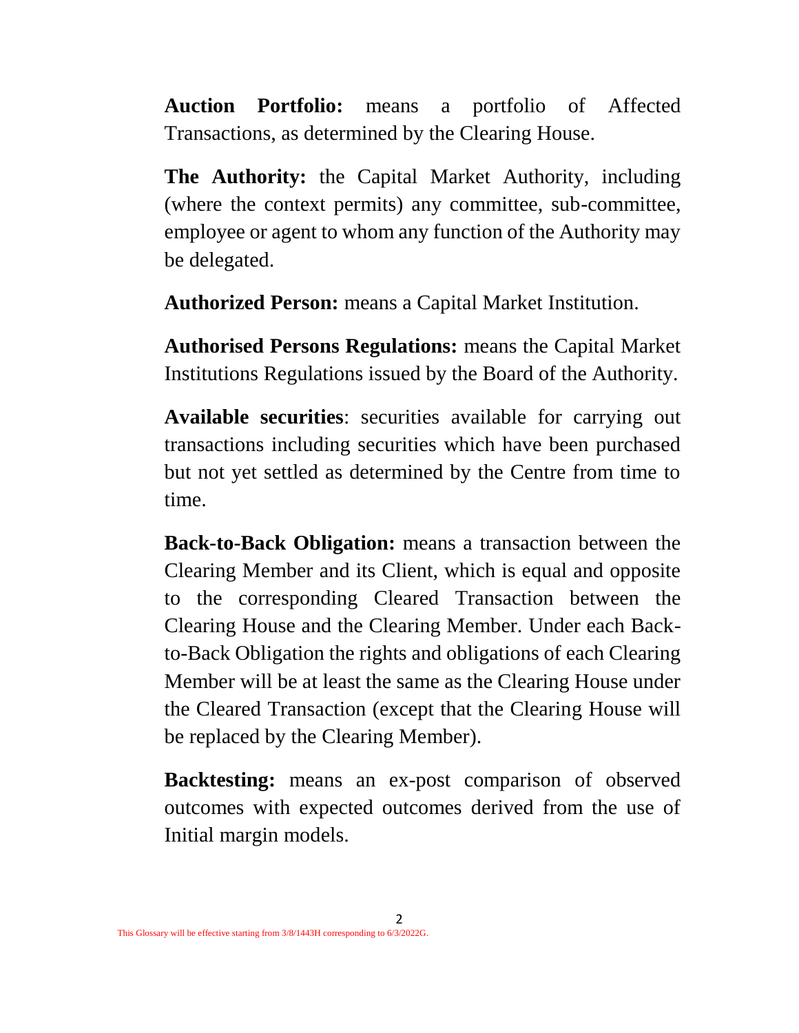**Auction Portfolio:** means a portfolio of Affected Transactions, as determined by the Clearing House.

**The Authority:** the Capital Market Authority, including (where the context permits) any committee, sub-committee, employee or agent to whom any function of the Authority may be delegated.

**Authorized Person:** means a Capital Market Institution.

**Authorised Persons Regulations:** means the Capital Market Institutions Regulations issued by the Board of the Authority.

**Available securities**: securities available for carrying out transactions including securities which have been purchased but not yet settled as determined by the Centre from time to time.

**Back-to-Back Obligation:** means a transaction between the Clearing Member and its Client, which is equal and opposite to the corresponding Cleared Transaction between the Clearing House and the Clearing Member. Under each Back-to-Back Obligation the rights and obligations of each Clearing Member will be at least the same as the Clearing House under the Cleared Transaction (except that the Clearing House will be replaced by the Clearing Member).

**Backtesting:** means an ex-post comparison of observed outcomes with expected outcomes derived from the use of Initial margin models.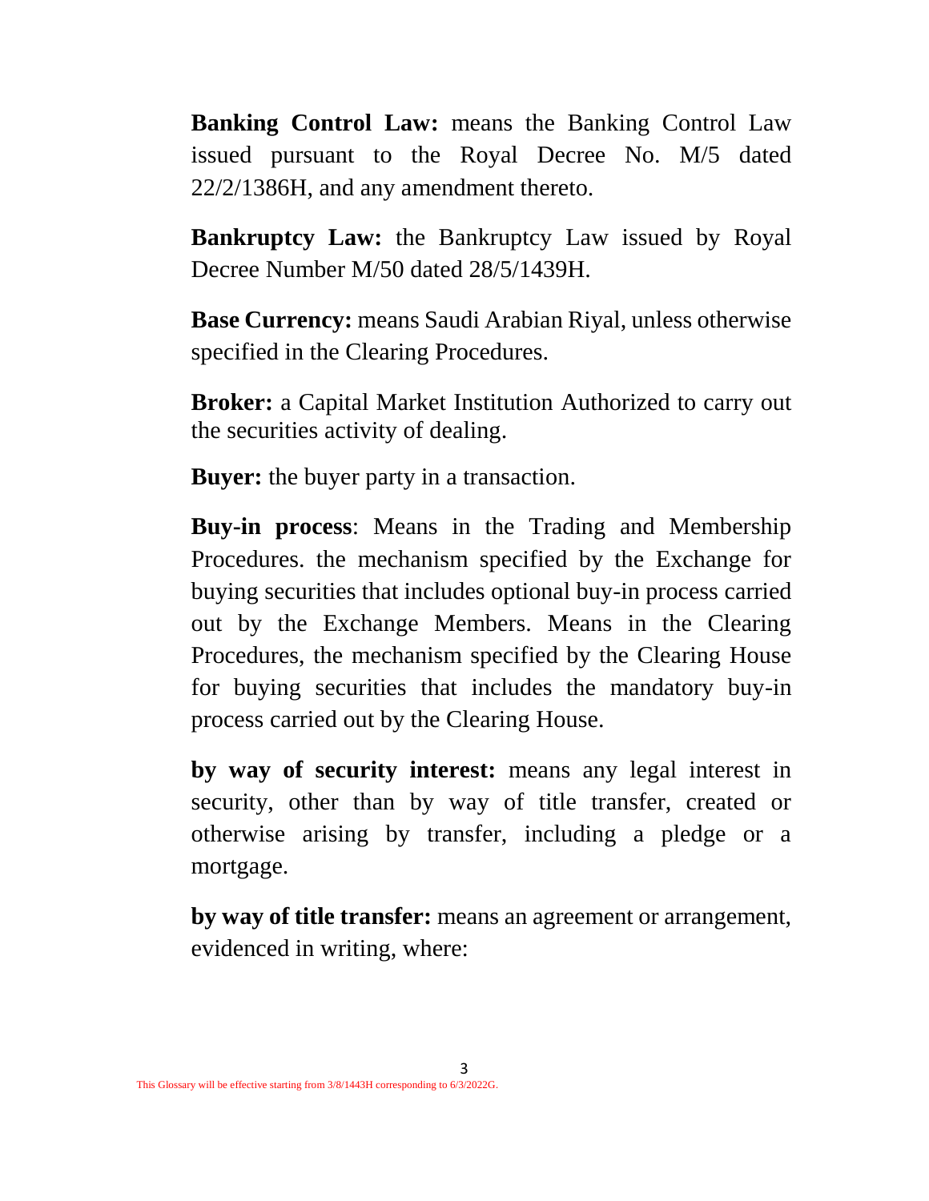**Banking Control Law:** means the Banking Control Law issued pursuant to the Royal Decree No. M/5 dated 22/2/1386H, and any amendment thereto.

**Bankruptcy Law:** the Bankruptcy Law issued by Royal Decree Number M/50 dated 28/5/1439H.

**Base Currency:** means Saudi Arabian Riyal, unless otherwise specified in the Clearing Procedures.

**Broker:** a Capital Market Institution Authorized to carry out the securities activity of dealing.

**Buyer:** the buyer party in a transaction.

**Buy-in process**: Means in the Trading and Membership Procedures. the mechanism specified by the Exchange for buying securities that includes optional buy-in process carried out by the Exchange Members. Means in the Clearing Procedures, the mechanism specified by the Clearing House for buying securities that includes the mandatory buy-in process carried out by the Clearing House.

**by way of security interest:** means any legal interest in security, other than by way of title transfer, created or otherwise arising by transfer, including a pledge or a mortgage.

**by way of title transfer:** means an agreement or arrangement, evidenced in writing, where:

This Glossary will be effective starting from 3/8/1443H corresponding to 6/3/2022G.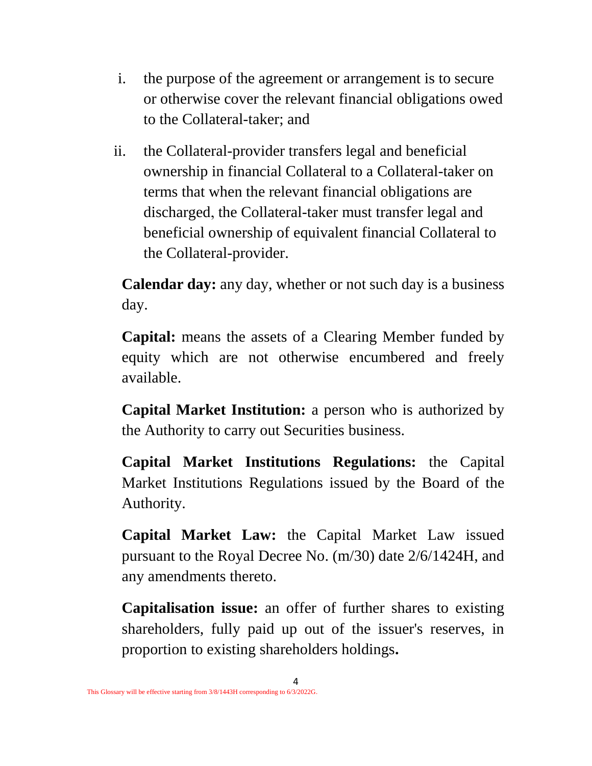i. the purpose of the agreement or arrangement is to secure or otherwise cover the relevant financial obligations owed to the Collateral-taker; and

ii. the Collateral-provider transfers legal and beneficial ownership in financial Collateral to a Collateral-taker on terms that when the relevant financial obligations are discharged, the Collateral-taker must transfer legal and beneficial ownership of equivalent financial Collateral to the Collateral-provider.

**Calendar day:** any day, whether or not such day is a business day.

**Capital:** means the assets of a Clearing Member funded by equity which are not otherwise encumbered and freely available.

**Capital Market Institution:** a person who is authorized by the Authority to carry out Securities business.

**Capital Market Institutions Regulations:** the Capital Market Institutions Regulations issued by the Board of the Authority.

**Capital Market Law:** the Capital Market Law issued pursuant to the Royal Decree No. (m/30) date 2/6/1424H, and any amendments thereto.

**Capitalisation issue:** an offer of further shares to existing shareholders, fully paid up out of the issuer's reserves, in proportion to existing shareholders holdings**.**

This Glossary will be effective starting from 3/8/1443H corresponding to 6/3/2022G.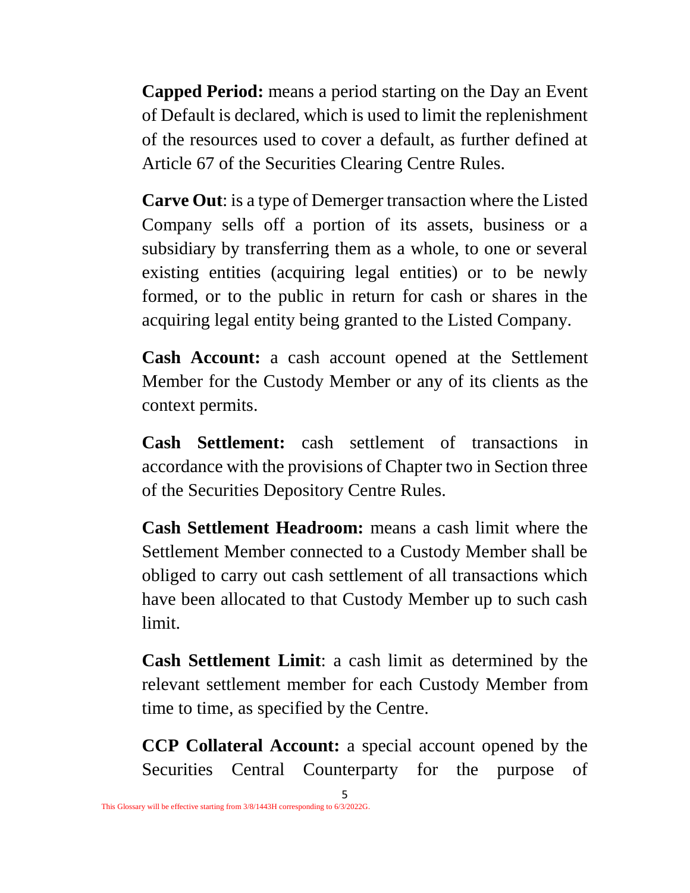**Capped Period:** means a period starting on the Day an Event of Default is declared, which is used to limit the replenishment of the resources used to cover a default, as further defined at Article 67 of the Securities Clearing Centre Rules.

**Carve Out**: is a type of Demerger transaction where the Listed Company sells off a portion of its assets, business or a subsidiary by transferring them as a whole, to one or several existing entities (acquiring legal entities) or to be newly formed, or to the public in return for cash or shares in the acquiring legal entity being granted to the Listed Company.

**Cash Account:** a cash account opened at the Settlement Member for the Custody Member or any of its clients as the context permits.

**Cash Settlement:** cash settlement of transactions in accordance with the provisions of Chapter two in Section three of the Securities Depository Centre Rules.

**Cash Settlement Headroom:** means a cash limit where the Settlement Member connected to a Custody Member shall be obliged to carry out cash settlement of all transactions which have been allocated to that Custody Member up to such cash limit.

**Cash Settlement Limit**: a cash limit as determined by the relevant settlement member for each Custody Member from time to time, as specified by the Centre.

**CCP Collateral Account:** a special account opened by the Securities Central Counterparty for the purpose of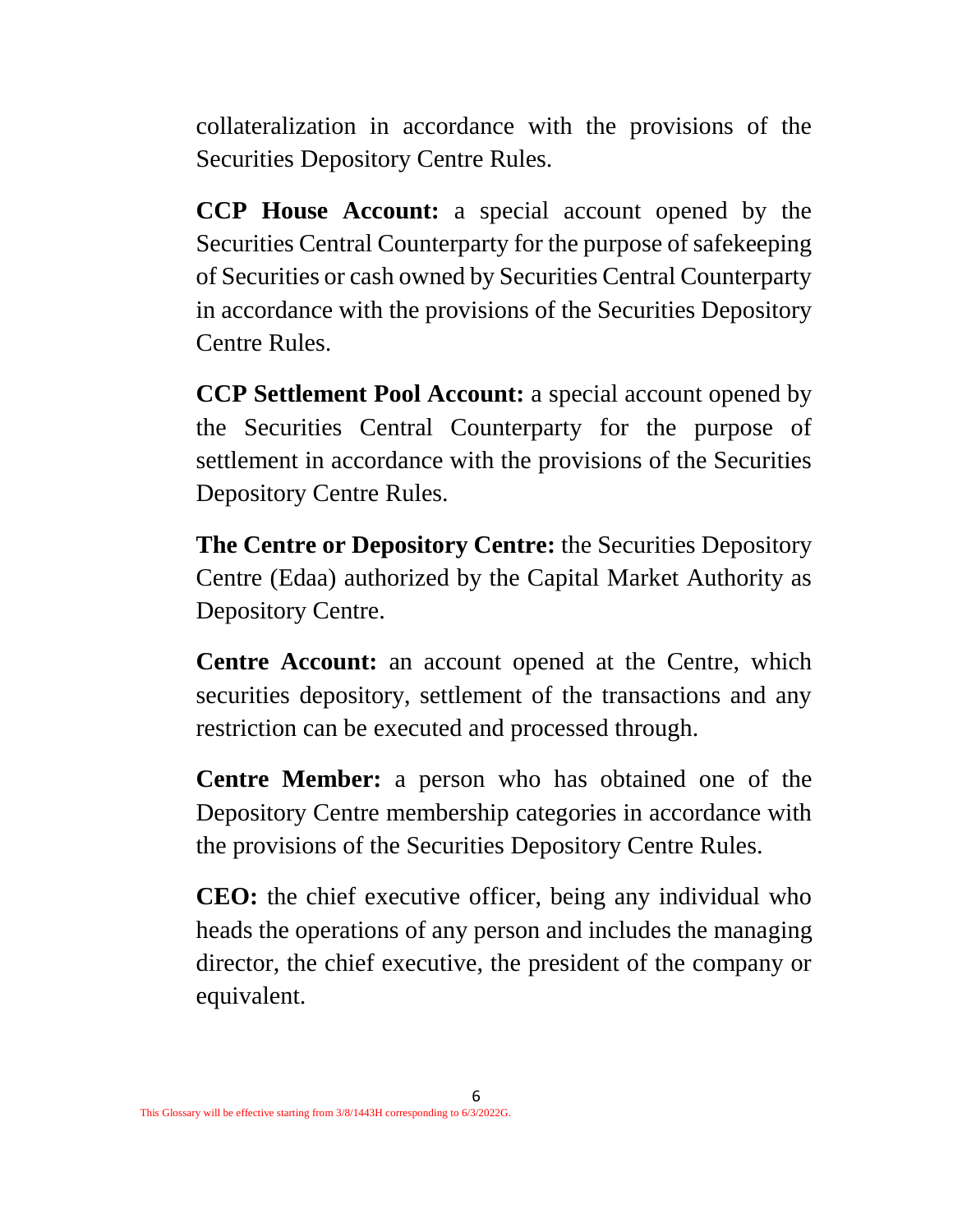collateralization in accordance with the provisions of the Securities Depository Centre Rules.

**CCP House Account:** a special account opened by the Securities Central Counterparty for the purpose of safekeeping of Securities or cash owned by Securities Central Counterparty in accordance with the provisions of the Securities Depository Centre Rules.

**CCP Settlement Pool Account:** a special account opened by the Securities Central Counterparty for the purpose of settlement in accordance with the provisions of the Securities Depository Centre Rules.

**The Centre or Depository Centre:** the Securities Depository Centre (Edaa) authorized by the Capital Market Authority as Depository Centre.

**Centre Account:** an account opened at the Centre, which securities depository, settlement of the transactions and any restriction can be executed and processed through.

**Centre Member:** a person who has obtained one of the Depository Centre membership categories in accordance with the provisions of the Securities Depository Centre Rules.

**CEO:** the chief executive officer, being any individual who heads the operations of any person and includes the managing director, the chief executive, the president of the company or equivalent.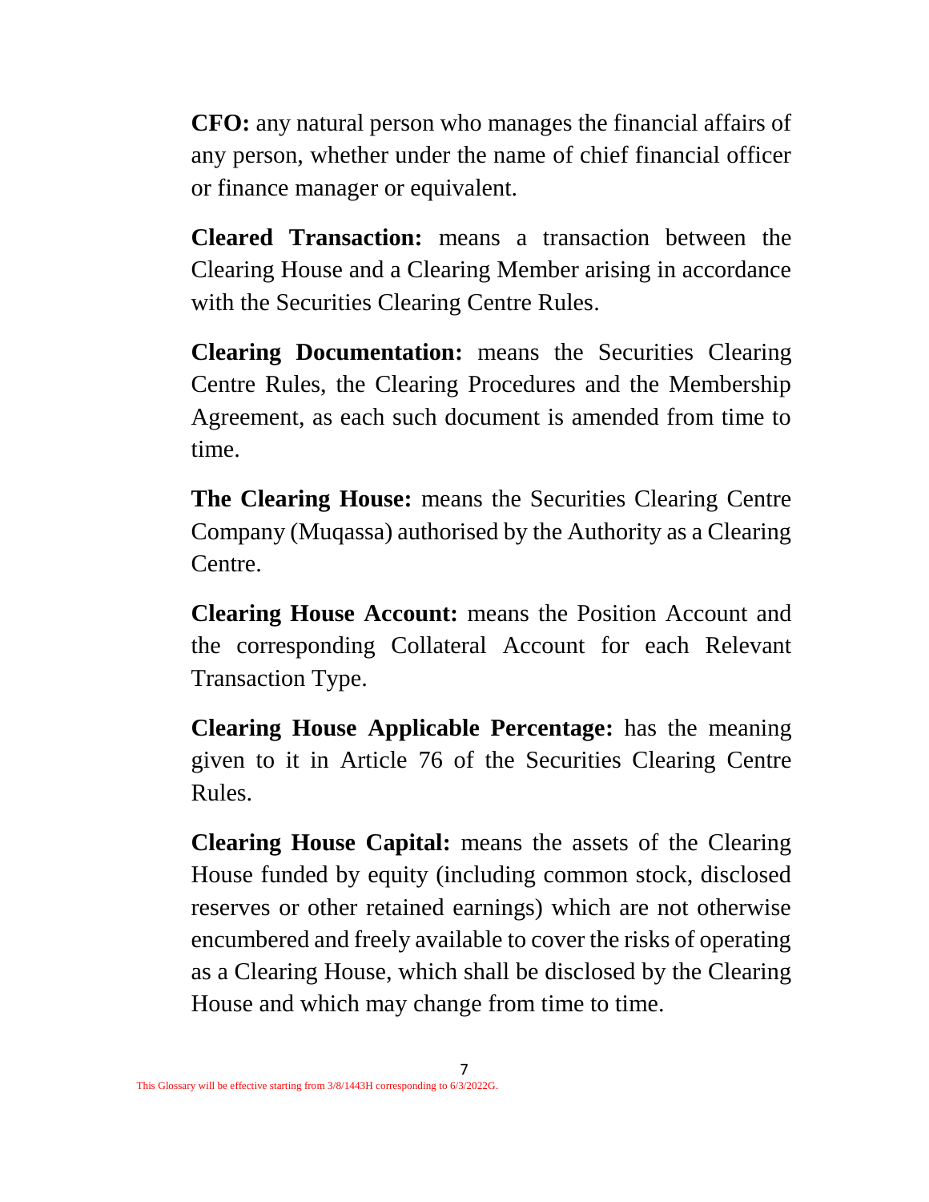**CFO:** any natural person who manages the financial affairs of any person, whether under the name of chief financial officer or finance manager or equivalent.

**Cleared Transaction:** means a transaction between the Clearing House and a Clearing Member arising in accordance with the Securities Clearing Centre Rules.

**Clearing Documentation:** means the Securities Clearing Centre Rules, the Clearing Procedures and the Membership Agreement, as each such document is amended from time to time.

**The Clearing House:** means the Securities Clearing Centre Company (Muqassa) authorised by the Authority as a Clearing Centre.

**Clearing House Account:** means the Position Account and the corresponding Collateral Account for each Relevant Transaction Type.

**Clearing House Applicable Percentage:** has the meaning given to it in Article 76 of the Securities Clearing Centre Rules.

**Clearing House Capital:** means the assets of the Clearing House funded by equity (including common stock, disclosed reserves or other retained earnings) which are not otherwise encumbered and freely available to cover the risks of operating as a Clearing House, which shall be disclosed by the Clearing House and which may change from time to time.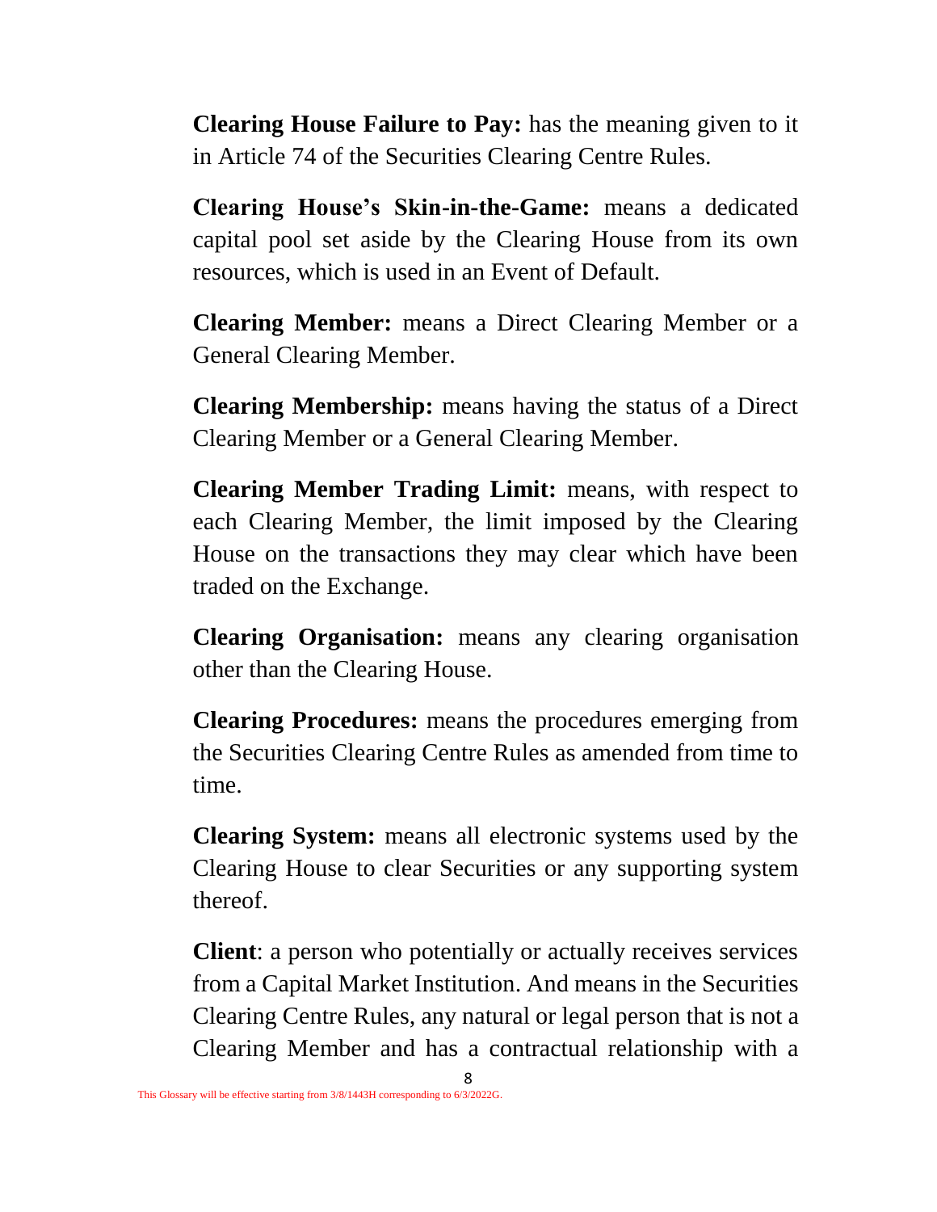**Clearing House Failure to Pay:** has the meaning given to it in Article 74 of the Securities Clearing Centre Rules.

**Clearing House's Skin-in-the-Game:** means a dedicated capital pool set aside by the Clearing House from its own resources, which is used in an Event of Default.

**Clearing Member:** means a Direct Clearing Member or a General Clearing Member.

**Clearing Membership:** means having the status of a Direct Clearing Member or a General Clearing Member.

**Clearing Member Trading Limit:** means, with respect to each Clearing Member, the limit imposed by the Clearing House on the transactions they may clear which have been traded on the Exchange.

**Clearing Organisation:** means any clearing organisation other than the Clearing House.

**Clearing Procedures:** means the procedures emerging from the Securities Clearing Centre Rules as amended from time to time.

**Clearing System:** means all electronic systems used by the Clearing House to clear Securities or any supporting system thereof.

**Client**: a person who potentially or actually receives services from a Capital Market Institution. And means in the Securities Clearing Centre Rules, any natural or legal person that is not a Clearing Member and has a contractual relationship with a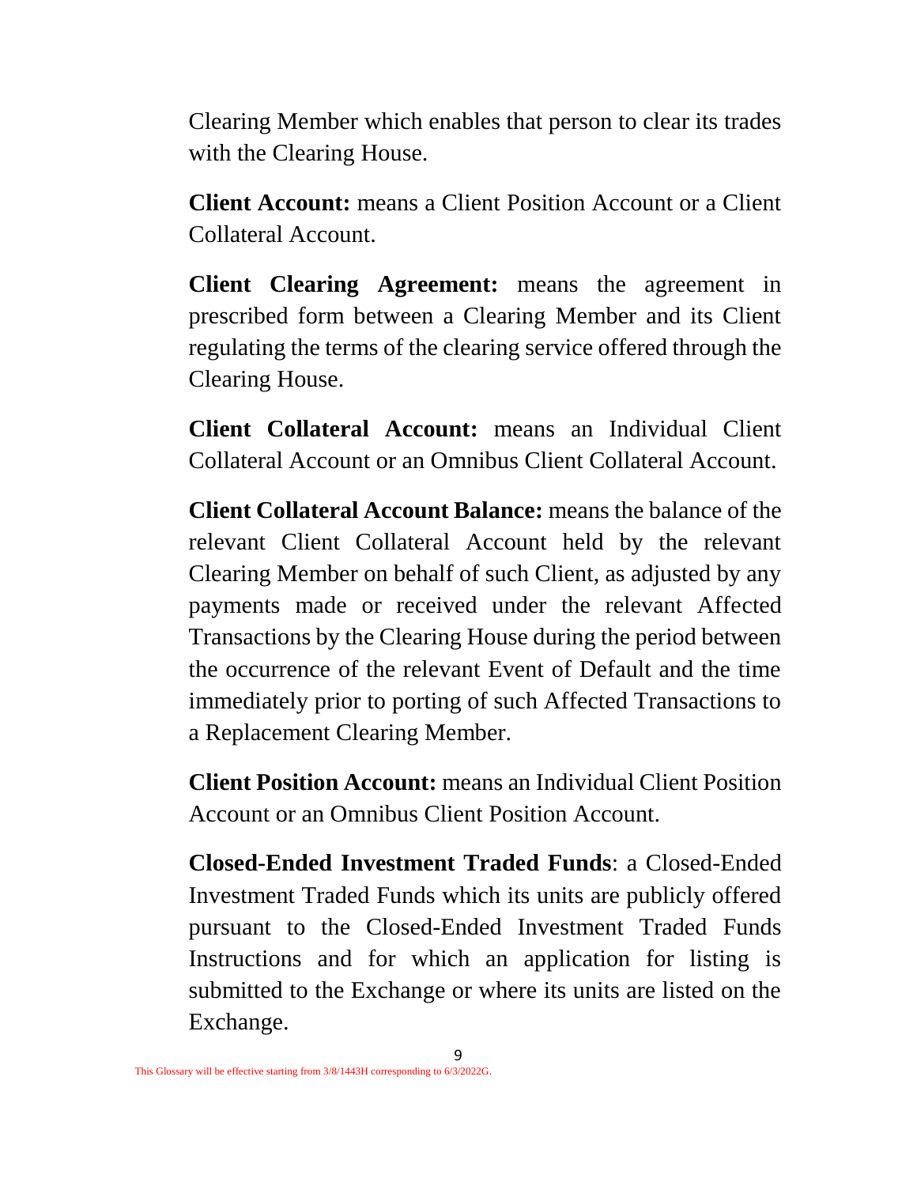Clearing Member which enables that person to clear its trades with the Clearing House.

**Client Account:** means a Client Position Account or a Client Collateral Account.

**Client Clearing Agreement:** means the agreement in prescribed form between a Clearing Member and its Client regulating the terms of the clearing service offered through the Clearing House.

**Client Collateral Account:** means an Individual Client Collateral Account or an Omnibus Client Collateral Account.

**Client Collateral Account Balance:** means the balance of the relevant Client Collateral Account held by the relevant Clearing Member on behalf of such Client, as adjusted by any payments made or received under the relevant Affected Transactions by the Clearing House during the period between the occurrence of the relevant Event of Default and the time immediately prior to porting of such Affected Transactions to a Replacement Clearing Member.

**Client Position Account:** means an Individual Client Position Account or an Omnibus Client Position Account.

**Closed-Ended Investment Traded Funds**: a Closed-Ended Investment Traded Funds which its units are publicly offered pursuant to the Closed-Ended Investment Traded Funds Instructions and for which an application for listing is submitted to the Exchange or where its units are listed on the Exchange.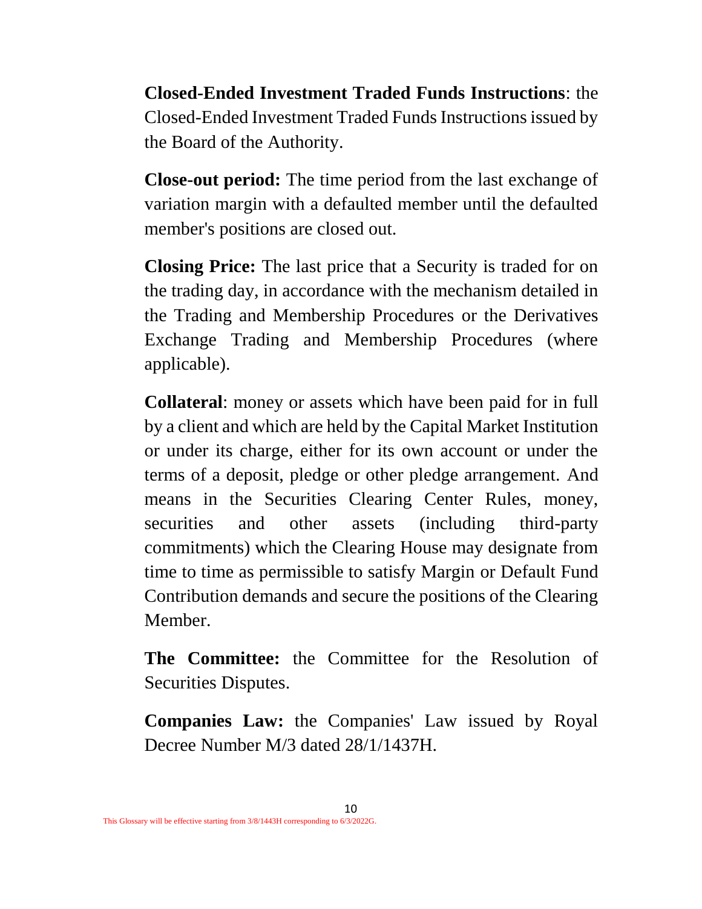**Closed-Ended Investment Traded Funds Instructions**: the Closed-Ended Investment Traded Funds Instructions issued by the Board of the Authority.

**Close-out period:** The time period from the last exchange of variation margin with a defaulted member until the defaulted member's positions are closed out.

**Closing Price:** The last price that a Security is traded for on the trading day, in accordance with the mechanism detailed in the Trading and Membership Procedures or the Derivatives Exchange Trading and Membership Procedures (where applicable).

**Collateral**: money or assets which have been paid for in full by a client and which are held by the Capital Market Institution or under its charge, either for its own account or under the terms of a deposit, pledge or other pledge arrangement. And means in the Securities Clearing Center Rules, money, securities and other assets (including third-party commitments) which the Clearing House may designate from time to time as permissible to satisfy Margin or Default Fund Contribution demands and secure the positions of the Clearing Member.

**The Committee:** the Committee for the Resolution of Securities Disputes.

**Companies Law:** the Companies' Law issued by Royal Decree Number M/3 dated 28/1/1437H.

This Glossary will be effective starting from 3/8/1443H corresponding to 6/3/2022G.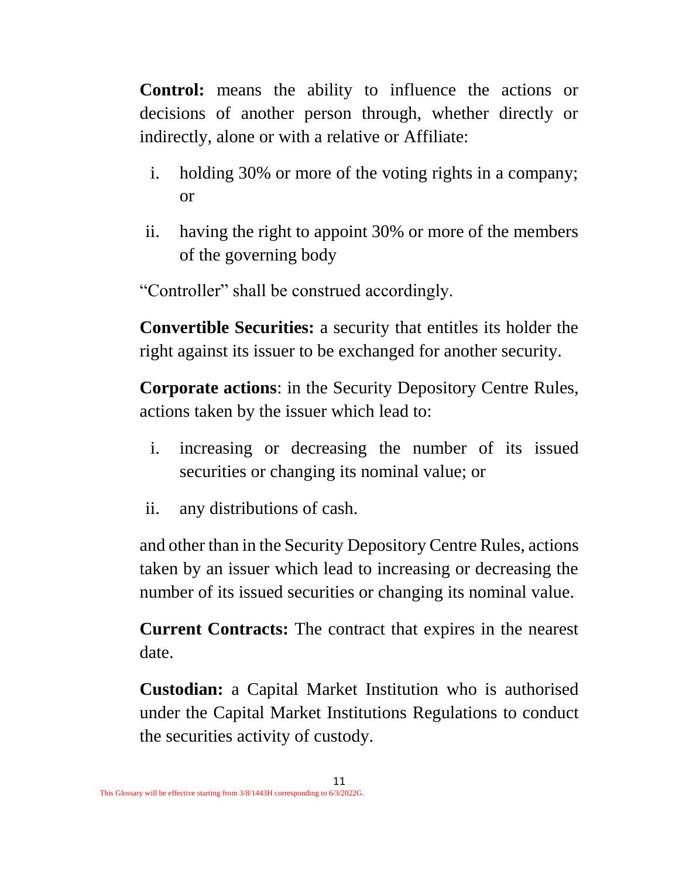**Control:** means the ability to influence the actions or decisions of another person through, whether directly or indirectly, alone or with a relative or Affiliate:

i. holding 30% or more of the voting rights in a company; or

ii. having the right to appoint 30% or more of the members of the governing body

"Controller" shall be construed accordingly.

**Convertible Securities:** a security that entitles its holder the right against its issuer to be exchanged for another security.

**Corporate actions**: in the Security Depository Centre Rules, actions taken by the issuer which lead to:

i. increasing or decreasing the number of its issued securities or changing its nominal value; or

ii. any distributions of cash.

and other than in the Security Depository Centre Rules, actions taken by an issuer which lead to increasing or decreasing the number of its issued securities or changing its nominal value.

**Current Contracts:** The contract that expires in the nearest date.

**Custodian:** a Capital Market Institution who is authorised under the Capital Market Institutions Regulations to conduct the securities activity of custody.

This Glossary will be effective starting from 3/8/1443H corresponding to 6/3/2022G.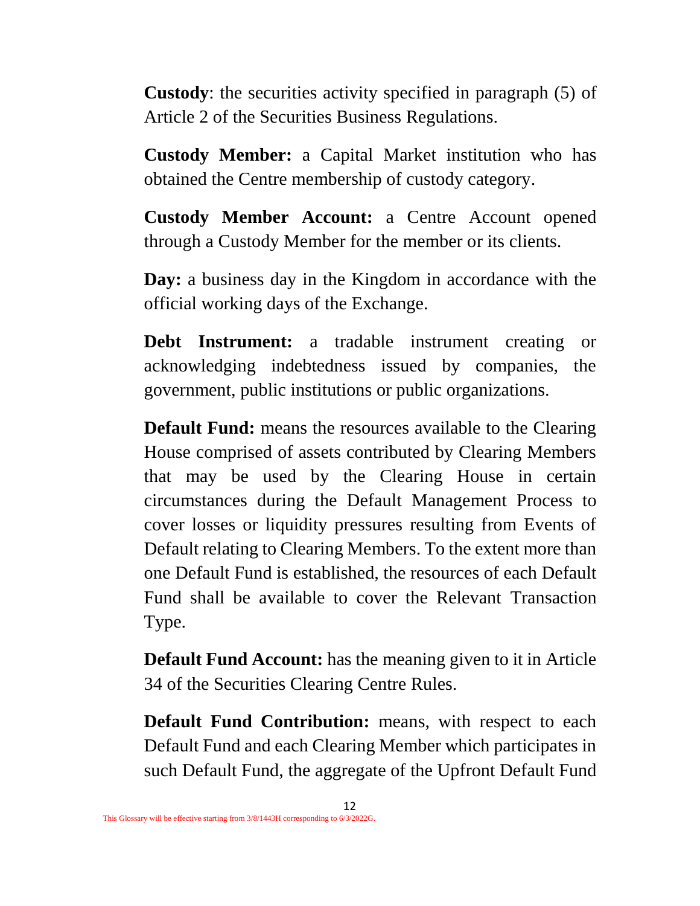**Custody**: the securities activity specified in paragraph (5) of Article 2 of the Securities Business Regulations.

**Custody Member:** a Capital Market institution who has obtained the Centre membership of custody category.

**Custody Member Account:** a Centre Account opened through a Custody Member for the member or its clients.

**Day:** a business day in the Kingdom in accordance with the official working days of the Exchange.

**Debt Instrument:** a tradable instrument creating or acknowledging indebtedness issued by companies, the government, public institutions or public organizations.

**Default Fund:** means the resources available to the Clearing House comprised of assets contributed by Clearing Members that may be used by the Clearing House in certain circumstances during the Default Management Process to cover losses or liquidity pressures resulting from Events of Default relating to Clearing Members. To the extent more than one Default Fund is established, the resources of each Default Fund shall be available to cover the Relevant Transaction Type.

**Default Fund Account:** has the meaning given to it in Article 34 of the Securities Clearing Centre Rules.

**Default Fund Contribution:** means, with respect to each Default Fund and each Clearing Member which participates in such Default Fund, the aggregate of the Upfront Default Fund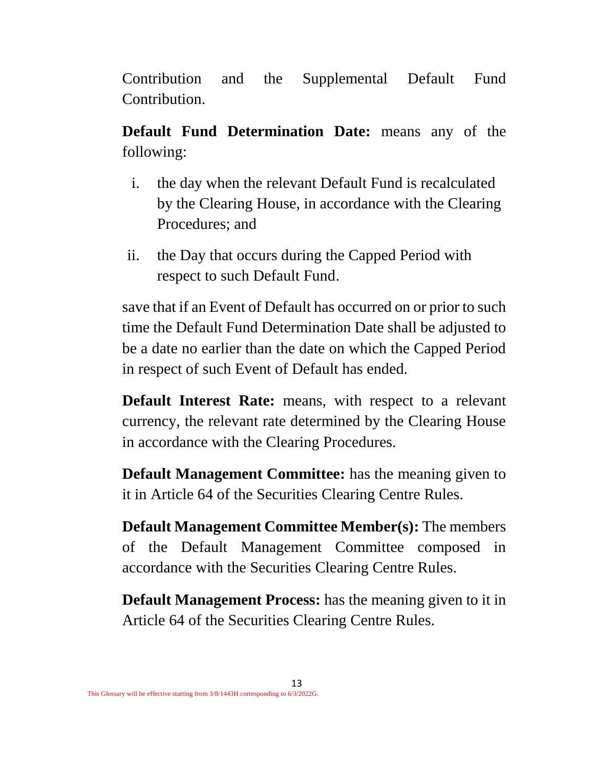Contribution and the Supplemental Default Fund Contribution.

**Default Fund Determination Date:** means any of the following:

i. the day when the relevant Default Fund is recalculated by the Clearing House, in accordance with the Clearing Procedures; and

ii. the Day that occurs during the Capped Period with respect to such Default Fund.

save that if an Event of Default has occurred on or prior to such time the Default Fund Determination Date shall be adjusted to be a date no earlier than the date on which the Capped Period in respect of such Event of Default has ended.

**Default Interest Rate:** means, with respect to a relevant currency, the relevant rate determined by the Clearing House in accordance with the Clearing Procedures.

**Default Management Committee:** has the meaning given to it in Article 64 of the Securities Clearing Centre Rules.

**Default Management Committee Member(s):** The members of the Default Management Committee composed in accordance with the Securities Clearing Centre Rules.

**Default Management Process:** has the meaning given to it in Article 64 of the Securities Clearing Centre Rules.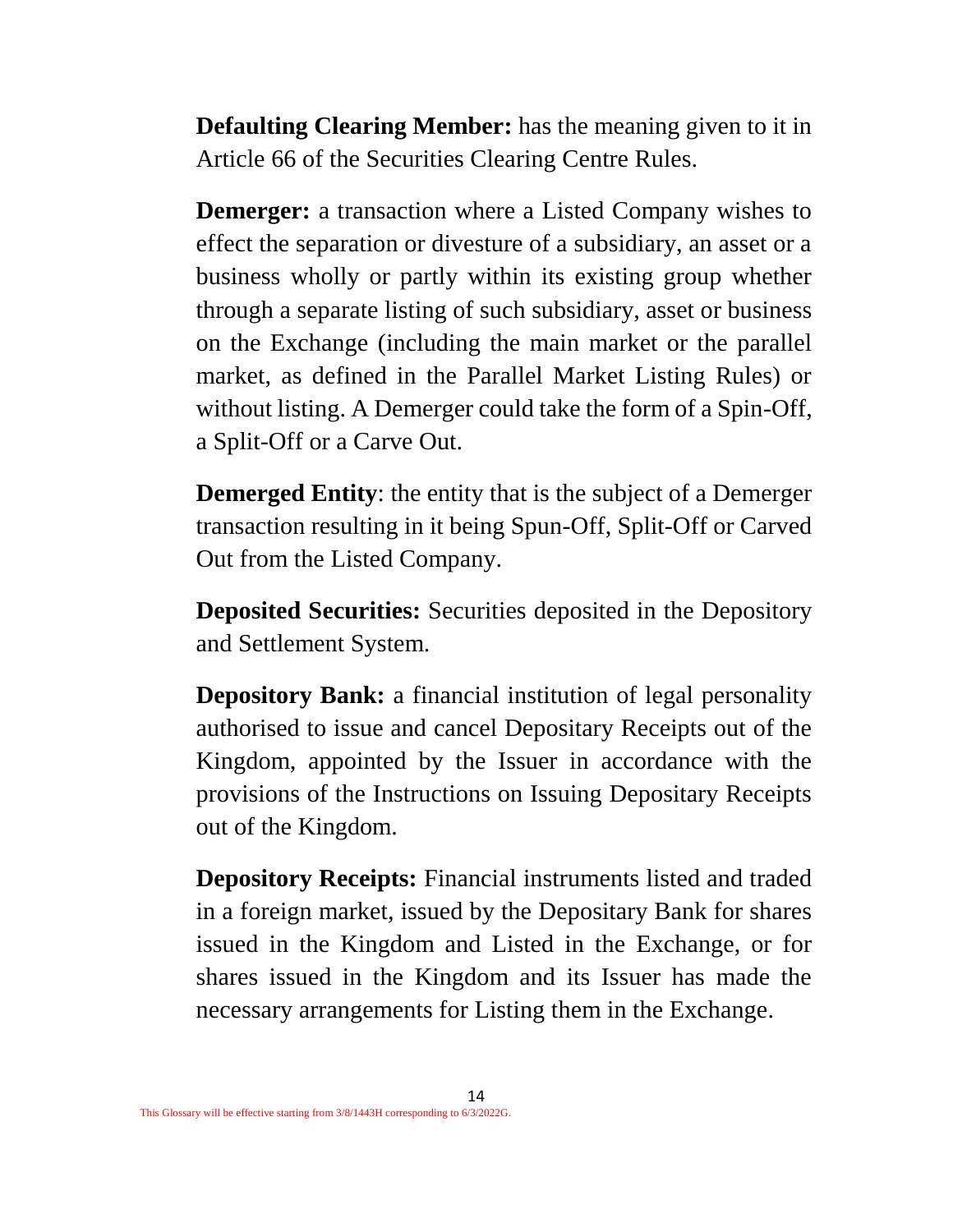**Defaulting Clearing Member:** has the meaning given to it in Article 66 of the Securities Clearing Centre Rules.

**Demerger:** a transaction where a Listed Company wishes to effect the separation or divesture of a subsidiary, an asset or a business wholly or partly within its existing group whether through a separate listing of such subsidiary, asset or business on the Exchange (including the main market or the parallel market, as defined in the Parallel Market Listing Rules) or without listing. A Demerger could take the form of a Spin-Off, a Split-Off or a Carve Out.

**Demerged Entity**: the entity that is the subject of a Demerger transaction resulting in it being Spun-Off, Split-Off or Carved Out from the Listed Company.

**Deposited Securities:** Securities deposited in the Depository and Settlement System.

**Depository Bank:** a financial institution of legal personality authorised to issue and cancel Depositary Receipts out of the Kingdom, appointed by the Issuer in accordance with the provisions of the Instructions on Issuing Depositary Receipts out of the Kingdom.

**Depository Receipts:** Financial instruments listed and traded in a foreign market, issued by the Depositary Bank for shares issued in the Kingdom and Listed in the Exchange, or for shares issued in the Kingdom and its Issuer has made the necessary arrangements for Listing them in the Exchange.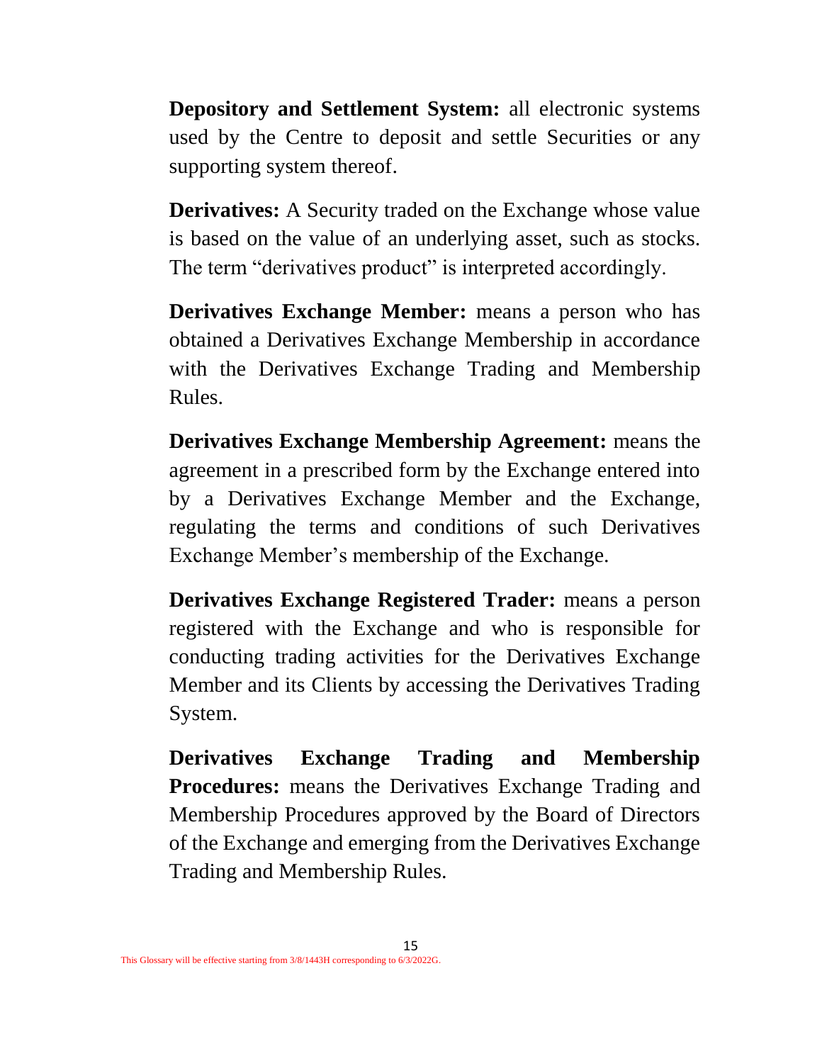**Depository and Settlement System:** all electronic systems used by the Centre to deposit and settle Securities or any supporting system thereof.

**Derivatives:** A Security traded on the Exchange whose value is based on the value of an underlying asset, such as stocks. The term "derivatives product" is interpreted accordingly.

**Derivatives Exchange Member:** means a person who has obtained a Derivatives Exchange Membership in accordance with the Derivatives Exchange Trading and Membership Rules.

**Derivatives Exchange Membership Agreement:** means the agreement in a prescribed form by the Exchange entered into by a Derivatives Exchange Member and the Exchange, regulating the terms and conditions of such Derivatives Exchange Member's membership of the Exchange.

**Derivatives Exchange Registered Trader:** means a person registered with the Exchange and who is responsible for conducting trading activities for the Derivatives Exchange Member and its Clients by accessing the Derivatives Trading System.

**Derivatives Exchange Trading and Membership Procedures:** means the Derivatives Exchange Trading and Membership Procedures approved by the Board of Directors of the Exchange and emerging from the Derivatives Exchange Trading and Membership Rules.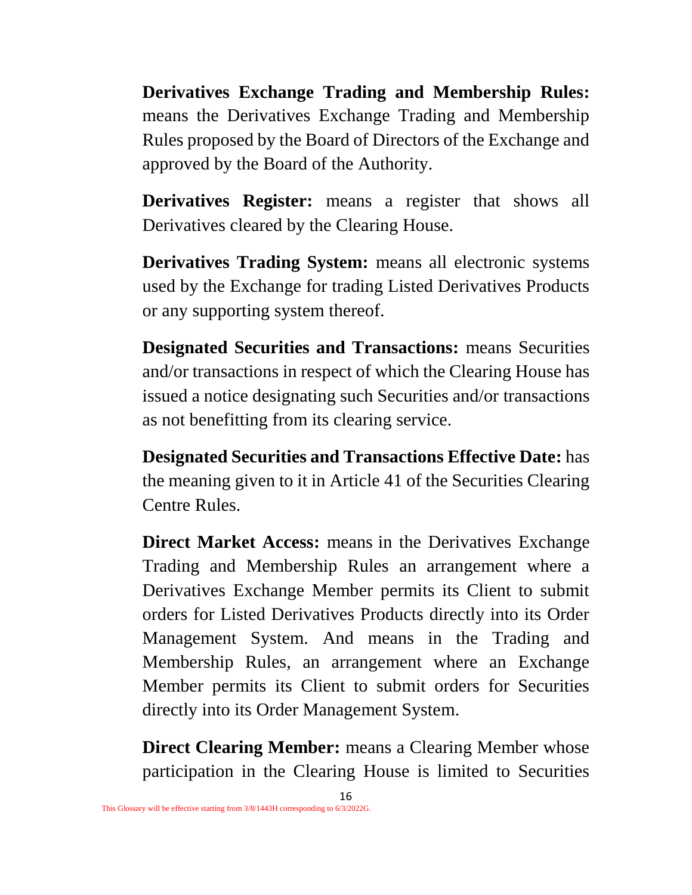**Derivatives Exchange Trading and Membership Rules:** means the Derivatives Exchange Trading and Membership Rules proposed by the Board of Directors of the Exchange and approved by the Board of the Authority.

**Derivatives Register:** means a register that shows all Derivatives cleared by the Clearing House.

**Derivatives Trading System:** means all electronic systems used by the Exchange for trading Listed Derivatives Products or any supporting system thereof.

**Designated Securities and Transactions:** means Securities and/or transactions in respect of which the Clearing House has issued a notice designating such Securities and/or transactions as not benefitting from its clearing service.

**Designated Securities and Transactions Effective Date:** has the meaning given to it in Article 41 of the Securities Clearing Centre Rules.

**Direct Market Access:** means in the Derivatives Exchange Trading and Membership Rules an arrangement where a Derivatives Exchange Member permits its Client to submit orders for Listed Derivatives Products directly into its Order Management System. And means in the Trading and Membership Rules, an arrangement where an Exchange Member permits its Client to submit orders for Securities directly into its Order Management System.

**Direct Clearing Member:** means a Clearing Member whose participation in the Clearing House is limited to Securities

This Glossary will be effective starting from 3/8/1443H corresponding to 6/3/2022G.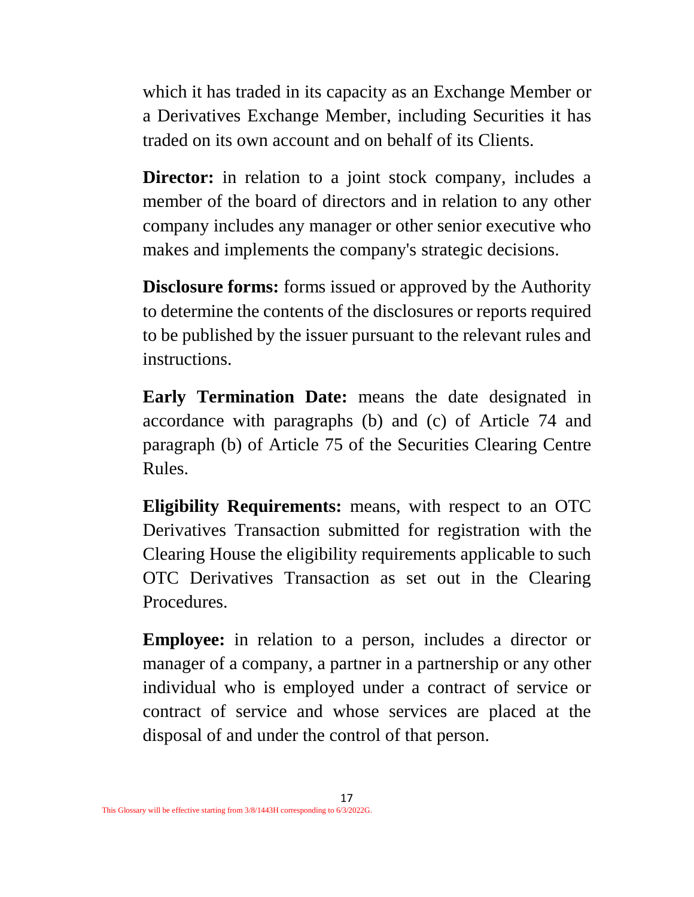which it has traded in its capacity as an Exchange Member or a Derivatives Exchange Member, including Securities it has traded on its own account and on behalf of its Clients.

**Director:** in relation to a joint stock company, includes a member of the board of directors and in relation to any other company includes any manager or other senior executive who makes and implements the company's strategic decisions.

**Disclosure forms:** forms issued or approved by the Authority to determine the contents of the disclosures or reports required to be published by the issuer pursuant to the relevant rules and instructions.

**Early Termination Date:** means the date designated in accordance with paragraphs (b) and (c) of Article 74 and paragraph (b) of Article 75 of the Securities Clearing Centre Rules.

**Eligibility Requirements:** means, with respect to an OTC Derivatives Transaction submitted for registration with the Clearing House the eligibility requirements applicable to such OTC Derivatives Transaction as set out in the Clearing Procedures.

**Employee:** in relation to a person, includes a director or manager of a company, a partner in a partnership or any other individual who is employed under a contract of service or contract of service and whose services are placed at the disposal of and under the control of that person.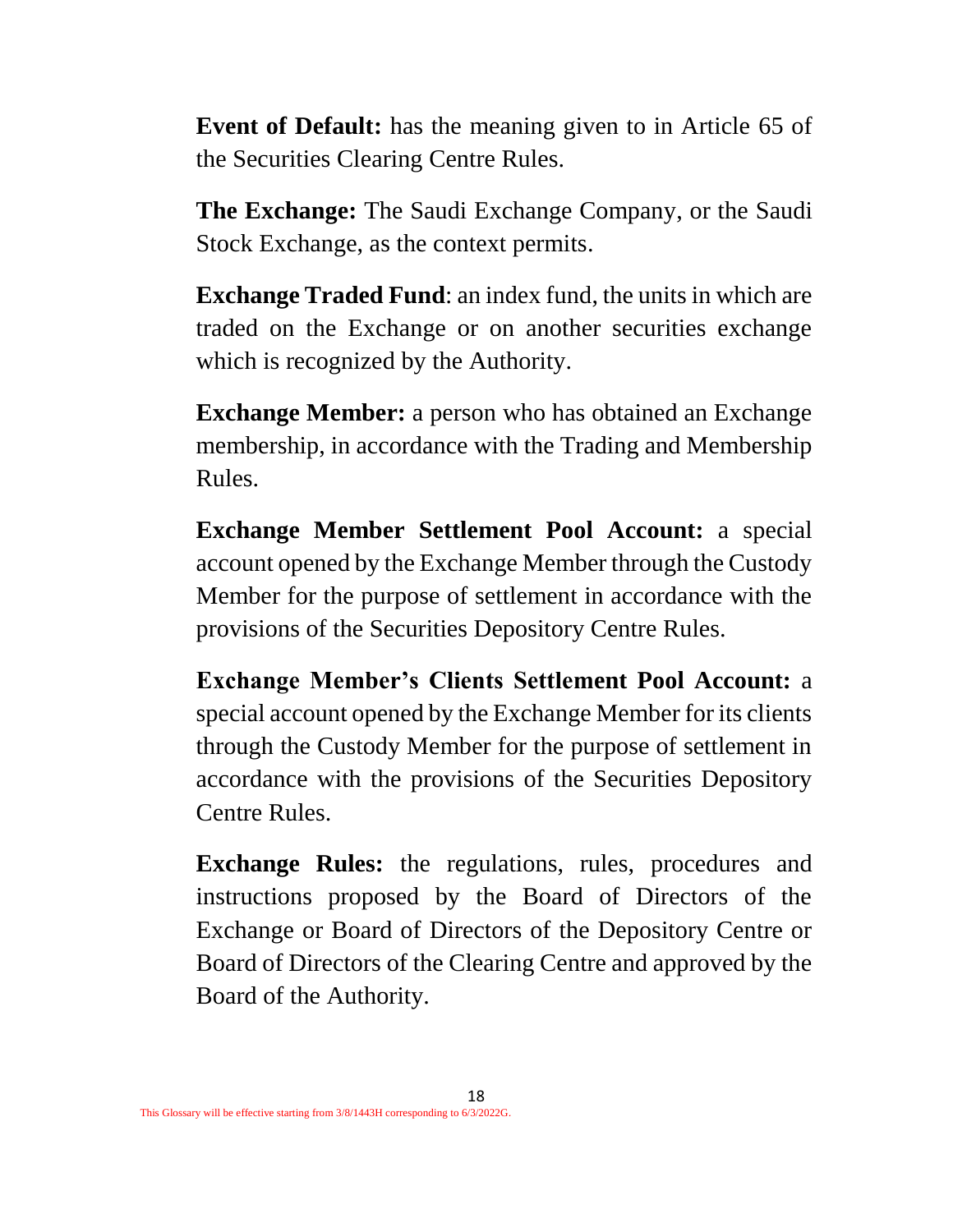**Event of Default:** has the meaning given to in Article 65 of the Securities Clearing Centre Rules.

**The Exchange:** The Saudi Exchange Company, or the Saudi Stock Exchange, as the context permits.

**Exchange Traded Fund**: an index fund, the units in which are traded on the Exchange or on another securities exchange which is recognized by the Authority.

**Exchange Member:** a person who has obtained an Exchange membership, in accordance with the Trading and Membership Rules.

**Exchange Member Settlement Pool Account:** a special account opened by the Exchange Member through the Custody Member for the purpose of settlement in accordance with the provisions of the Securities Depository Centre Rules.

**Exchange Member's Clients Settlement Pool Account:** a special account opened by the Exchange Member for its clients through the Custody Member for the purpose of settlement in accordance with the provisions of the Securities Depository Centre Rules.

**Exchange Rules:** the regulations, rules, procedures and instructions proposed by the Board of Directors of the Exchange or Board of Directors of the Depository Centre or Board of Directors of the Clearing Centre and approved by the Board of the Authority.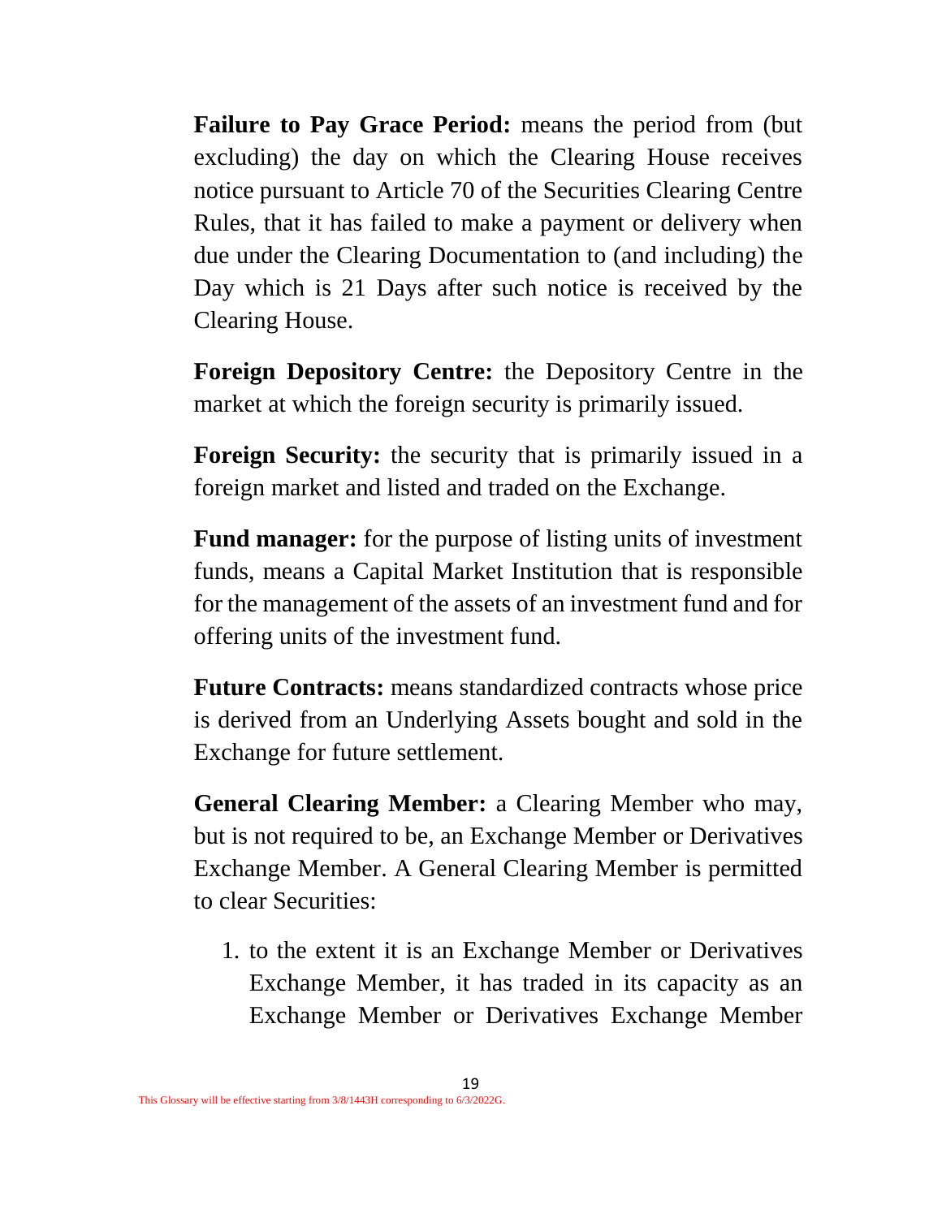**Failure to Pay Grace Period:** means the period from (but excluding) the day on which the Clearing House receives notice pursuant to Article 70 of the Securities Clearing Centre Rules, that it has failed to make a payment or delivery when due under the Clearing Documentation to (and including) the Day which is 21 Days after such notice is received by the Clearing House.

**Foreign Depository Centre:** the Depository Centre in the market at which the foreign security is primarily issued.

**Foreign Security:** the security that is primarily issued in a foreign market and listed and traded on the Exchange.

**Fund manager:** for the purpose of listing units of investment funds, means a Capital Market Institution that is responsible for the management of the assets of an investment fund and for offering units of the investment fund.

**Future Contracts:** means standardized contracts whose price is derived from an Underlying Assets bought and sold in the Exchange for future settlement.

**General Clearing Member:** a Clearing Member who may, but is not required to be, an Exchange Member or Derivatives Exchange Member. A General Clearing Member is permitted to clear Securities:

1. to the extent it is an Exchange Member or Derivatives Exchange Member, it has traded in its capacity as an Exchange Member or Derivatives Exchange Member

This Glossary will be effective starting from 3/8/1443H corresponding to 6/3/2022G.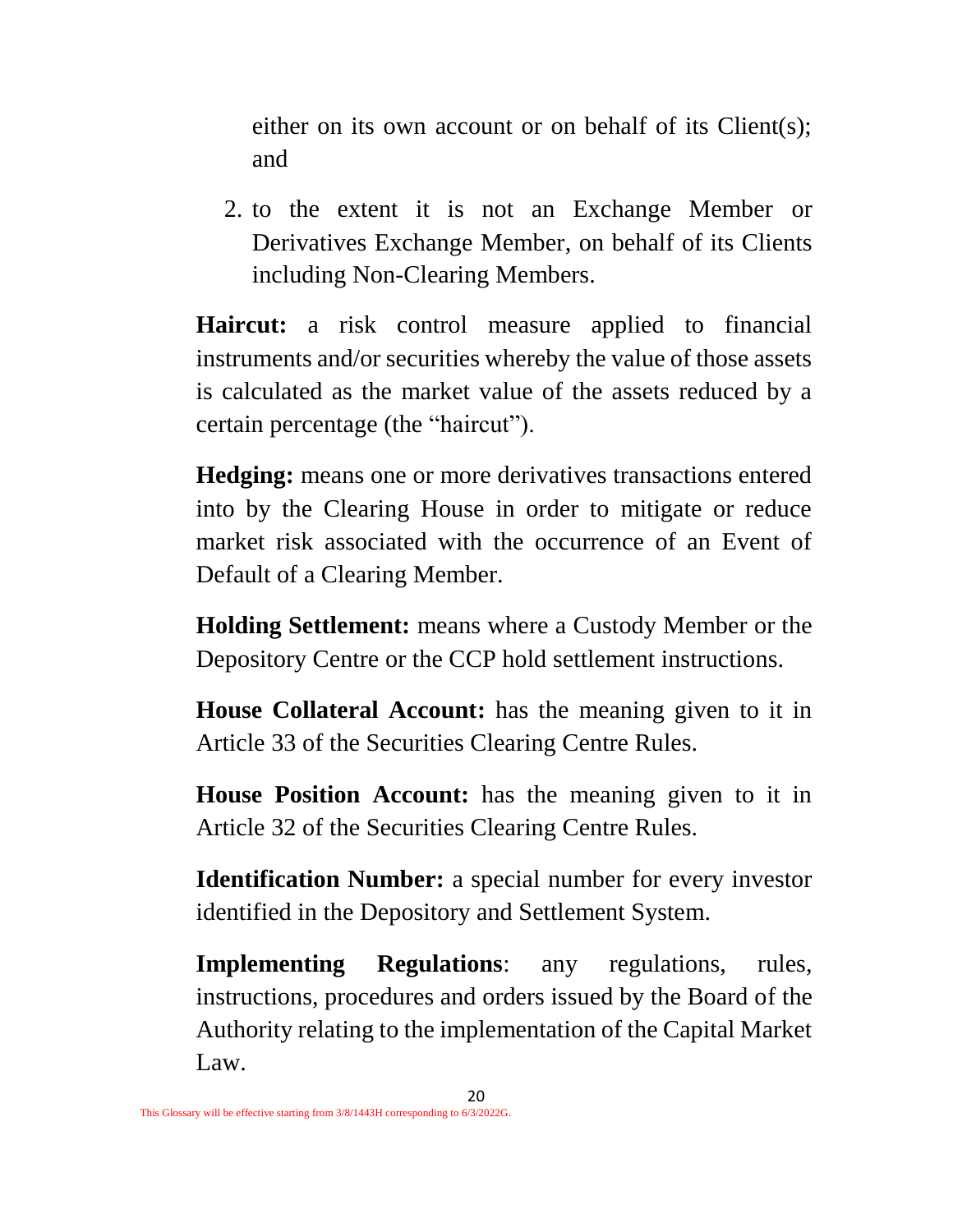either on its own account or on behalf of its Client(s); and

2. to the extent it is not an Exchange Member or Derivatives Exchange Member, on behalf of its Clients including Non-Clearing Members.

**Haircut:** a risk control measure applied to financial instruments and/or securities whereby the value of those assets is calculated as the market value of the assets reduced by a certain percentage (the "haircut").

**Hedging:** means one or more derivatives transactions entered into by the Clearing House in order to mitigate or reduce market risk associated with the occurrence of an Event of Default of a Clearing Member.

**Holding Settlement:** means where a Custody Member or the Depository Centre or the CCP hold settlement instructions.

**House Collateral Account:** has the meaning given to it in Article 33 of the Securities Clearing Centre Rules.

**House Position Account:** has the meaning given to it in Article 32 of the Securities Clearing Centre Rules.

**Identification Number:** a special number for every investor identified in the Depository and Settlement System.

**Implementing Regulations**: any regulations, rules, instructions, procedures and orders issued by the Board of the Authority relating to the implementation of the Capital Market Law.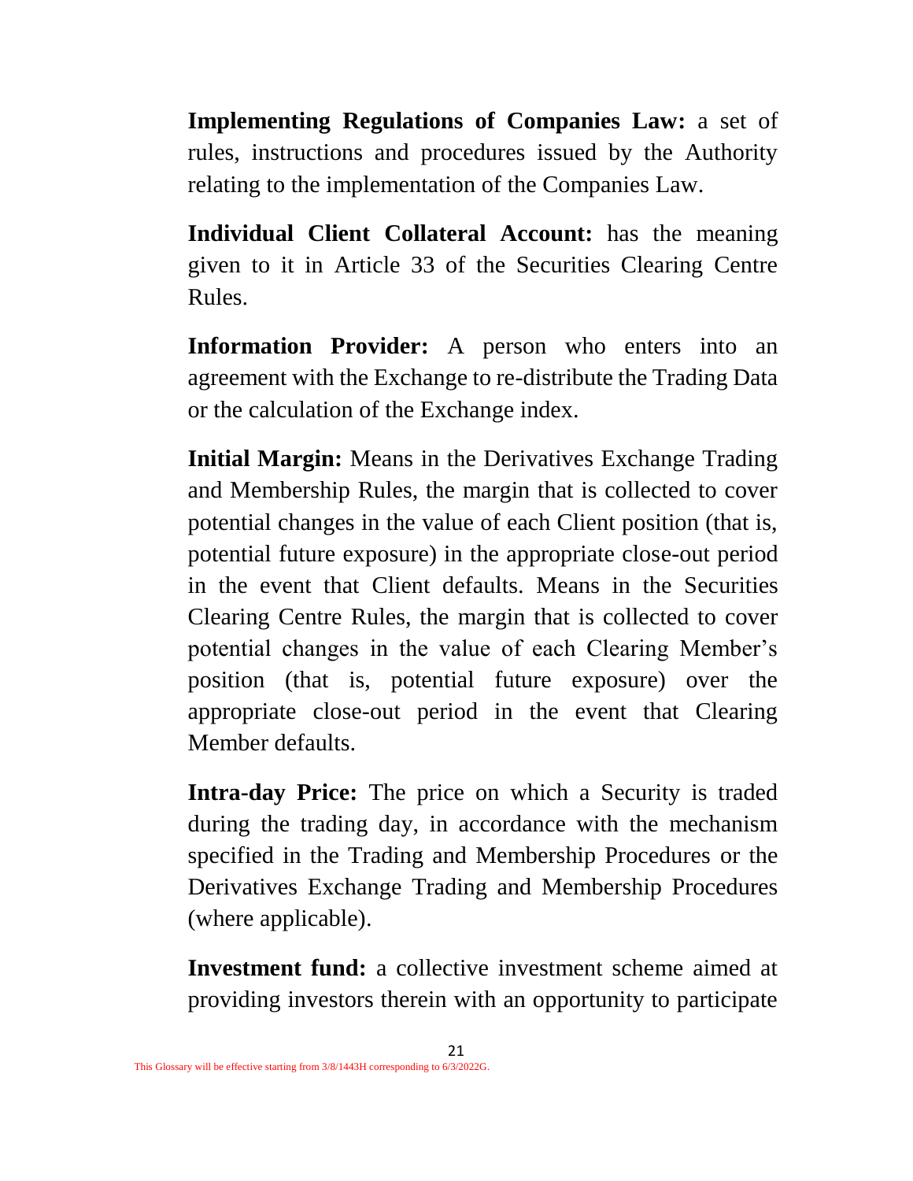**Implementing Regulations of Companies Law:** a set of rules, instructions and procedures issued by the Authority relating to the implementation of the Companies Law.

**Individual Client Collateral Account:** has the meaning given to it in Article 33 of the Securities Clearing Centre Rules.

**Information Provider:** A person who enters into an agreement with the Exchange to re-distribute the Trading Data or the calculation of the Exchange index.

**Initial Margin:** Means in the Derivatives Exchange Trading and Membership Rules, the margin that is collected to cover potential changes in the value of each Client position (that is, potential future exposure) in the appropriate close-out period in the event that Client defaults. Means in the Securities Clearing Centre Rules, the margin that is collected to cover potential changes in the value of each Clearing Member's position (that is, potential future exposure) over the appropriate close-out period in the event that Clearing Member defaults.

**Intra-day Price:** The price on which a Security is traded during the trading day, in accordance with the mechanism specified in the Trading and Membership Procedures or the Derivatives Exchange Trading and Membership Procedures (where applicable).

**Investment fund:** a collective investment scheme aimed at providing investors therein with an opportunity to participate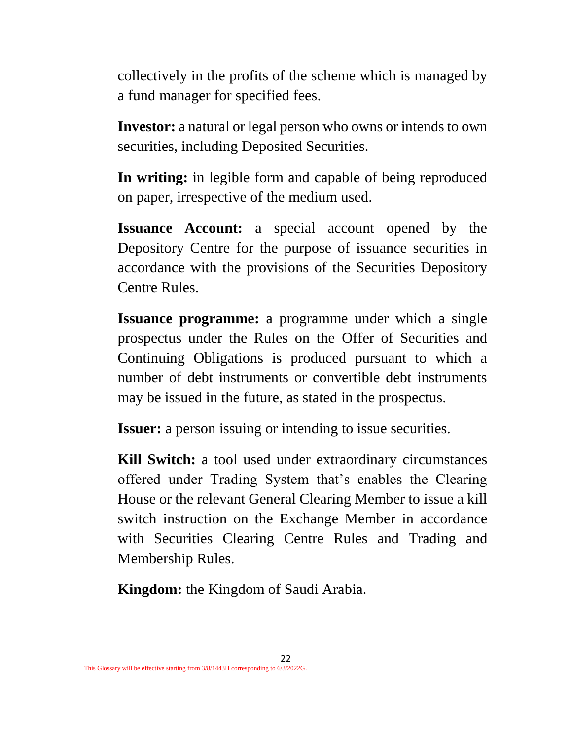collectively in the profits of the scheme which is managed by a fund manager for specified fees.

**Investor:** a natural or legal person who owns or intends to own securities, including Deposited Securities.

**In writing:** in legible form and capable of being reproduced on paper, irrespective of the medium used.

**Issuance Account:** a special account opened by the Depository Centre for the purpose of issuance securities in accordance with the provisions of the Securities Depository Centre Rules.

**Issuance programme:** a programme under which a single prospectus under the Rules on the Offer of Securities and Continuing Obligations is produced pursuant to which a number of debt instruments or convertible debt instruments may be issued in the future, as stated in the prospectus.

**Issuer:** a person issuing or intending to issue securities.

**Kill Switch:** a tool used under extraordinary circumstances offered under Trading System that's enables the Clearing House or the relevant General Clearing Member to issue a kill switch instruction on the Exchange Member in accordance with Securities Clearing Centre Rules and Trading and Membership Rules.

**Kingdom:** the Kingdom of Saudi Arabia.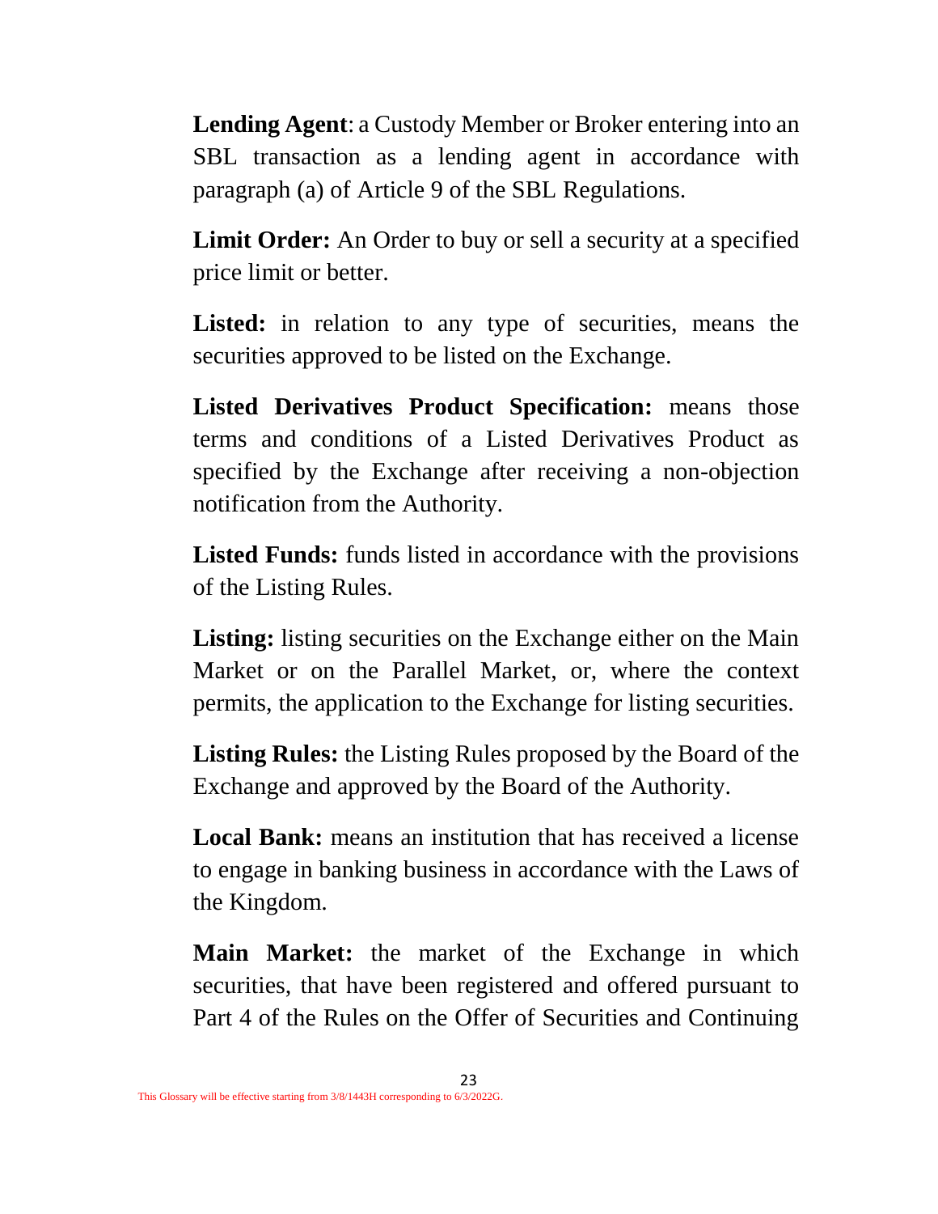**Lending Agent**: a Custody Member or Broker entering into an SBL transaction as a lending agent in accordance with paragraph (a) of Article 9 of the SBL Regulations.

**Limit Order:** An Order to buy or sell a security at a specified price limit or better.

**Listed:** in relation to any type of securities, means the securities approved to be listed on the Exchange.

**Listed Derivatives Product Specification:** means those terms and conditions of a Listed Derivatives Product as specified by the Exchange after receiving a non-objection notification from the Authority.

**Listed Funds:** funds listed in accordance with the provisions of the Listing Rules.

**Listing:** listing securities on the Exchange either on the Main Market or on the Parallel Market, or, where the context permits, the application to the Exchange for listing securities.

**Listing Rules:** the Listing Rules proposed by the Board of the Exchange and approved by the Board of the Authority.

**Local Bank:** means an institution that has received a license to engage in banking business in accordance with the Laws of the Kingdom.

**Main Market:** the market of the Exchange in which securities, that have been registered and offered pursuant to Part 4 of the Rules on the Offer of Securities and Continuing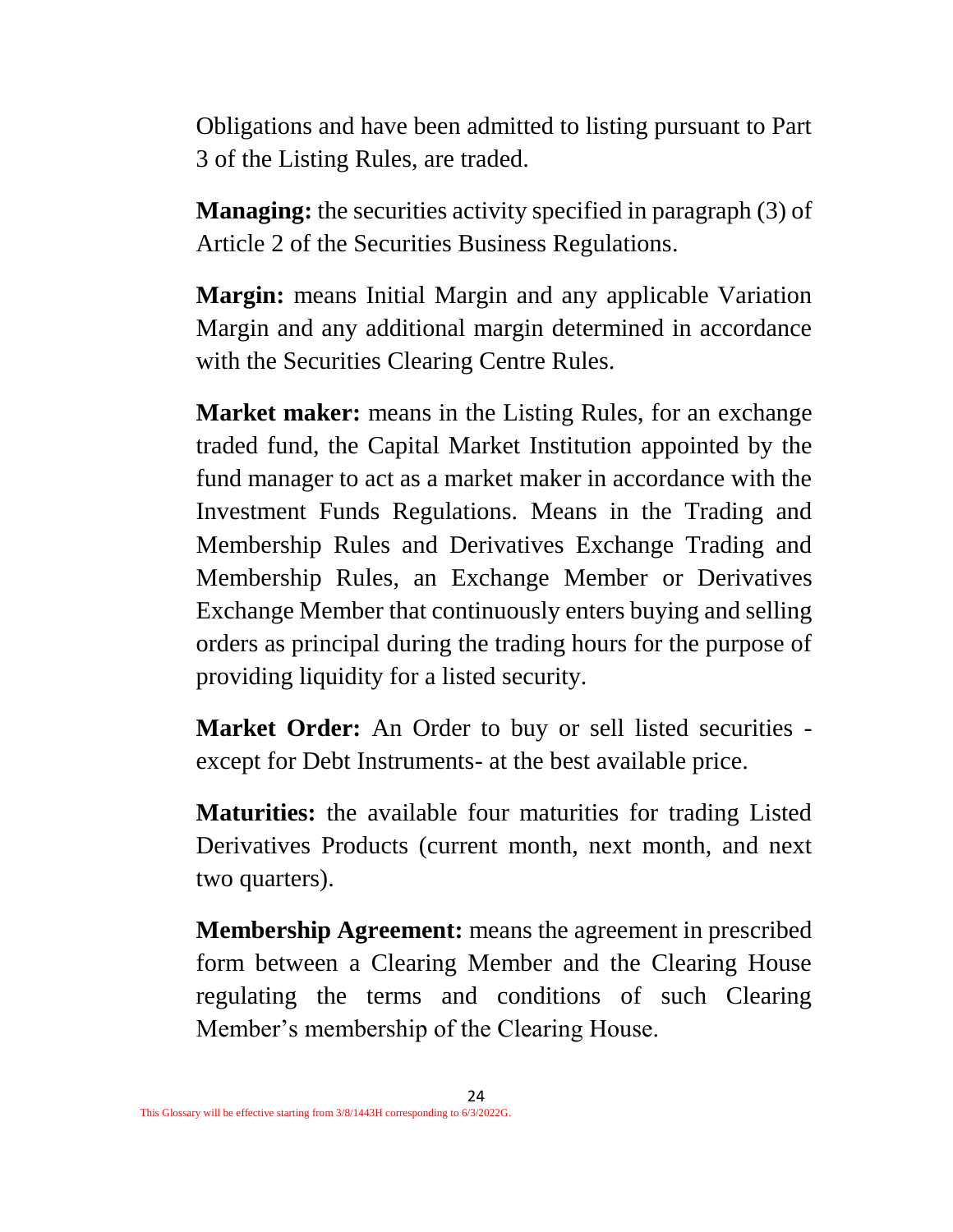Obligations and have been admitted to listing pursuant to Part 3 of the Listing Rules, are traded.

**Managing:** the securities activity specified in paragraph (3) of Article 2 of the Securities Business Regulations.

**Margin:** means Initial Margin and any applicable Variation Margin and any additional margin determined in accordance with the Securities Clearing Centre Rules.

**Market maker:** means in the Listing Rules, for an exchange traded fund, the Capital Market Institution appointed by the fund manager to act as a market maker in accordance with the Investment Funds Regulations. Means in the Trading and Membership Rules and Derivatives Exchange Trading and Membership Rules, an Exchange Member or Derivatives Exchange Member that continuously enters buying and selling orders as principal during the trading hours for the purpose of providing liquidity for a listed security.

**Market Order:** An Order to buy or sell listed securities - except for Debt Instruments- at the best available price.

**Maturities:** the available four maturities for trading Listed Derivatives Products (current month, next month, and next two quarters).

**Membership Agreement:** means the agreement in prescribed form between a Clearing Member and the Clearing House regulating the terms and conditions of such Clearing Member's membership of the Clearing House.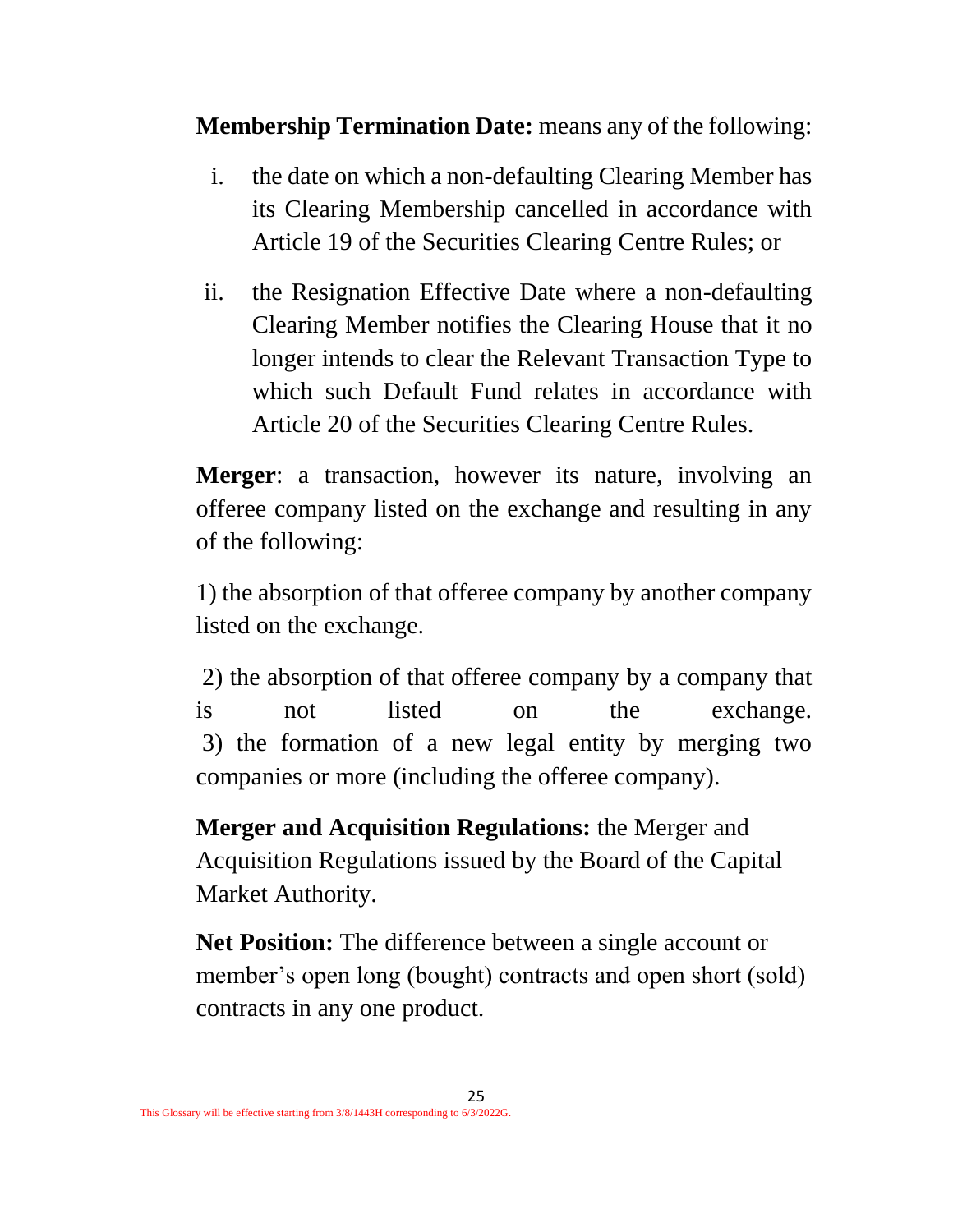**Membership Termination Date:** means any of the following:

i. the date on which a non-defaulting Clearing Member has its Clearing Membership cancelled in accordance with Article 19 of the Securities Clearing Centre Rules; or

ii. the Resignation Effective Date where a non-defaulting Clearing Member notifies the Clearing House that it no longer intends to clear the Relevant Transaction Type to which such Default Fund relates in accordance with Article 20 of the Securities Clearing Centre Rules.

**Merger**: a transaction, however its nature, involving an offeree company listed on the exchange and resulting in any of the following:

1) the absorption of that offeree company by another company listed on the exchange.

2) the absorption of that offeree company by a company that is not listed on the exchange.

3) the formation of a new legal entity by merging two companies or more (including the offeree company).

**Merger and Acquisition Regulations:** the Merger and Acquisition Regulations issued by the Board of the Capital Market Authority.

**Net Position:** The difference between a single account or member's open long (bought) contracts and open short (sold) contracts in any one product.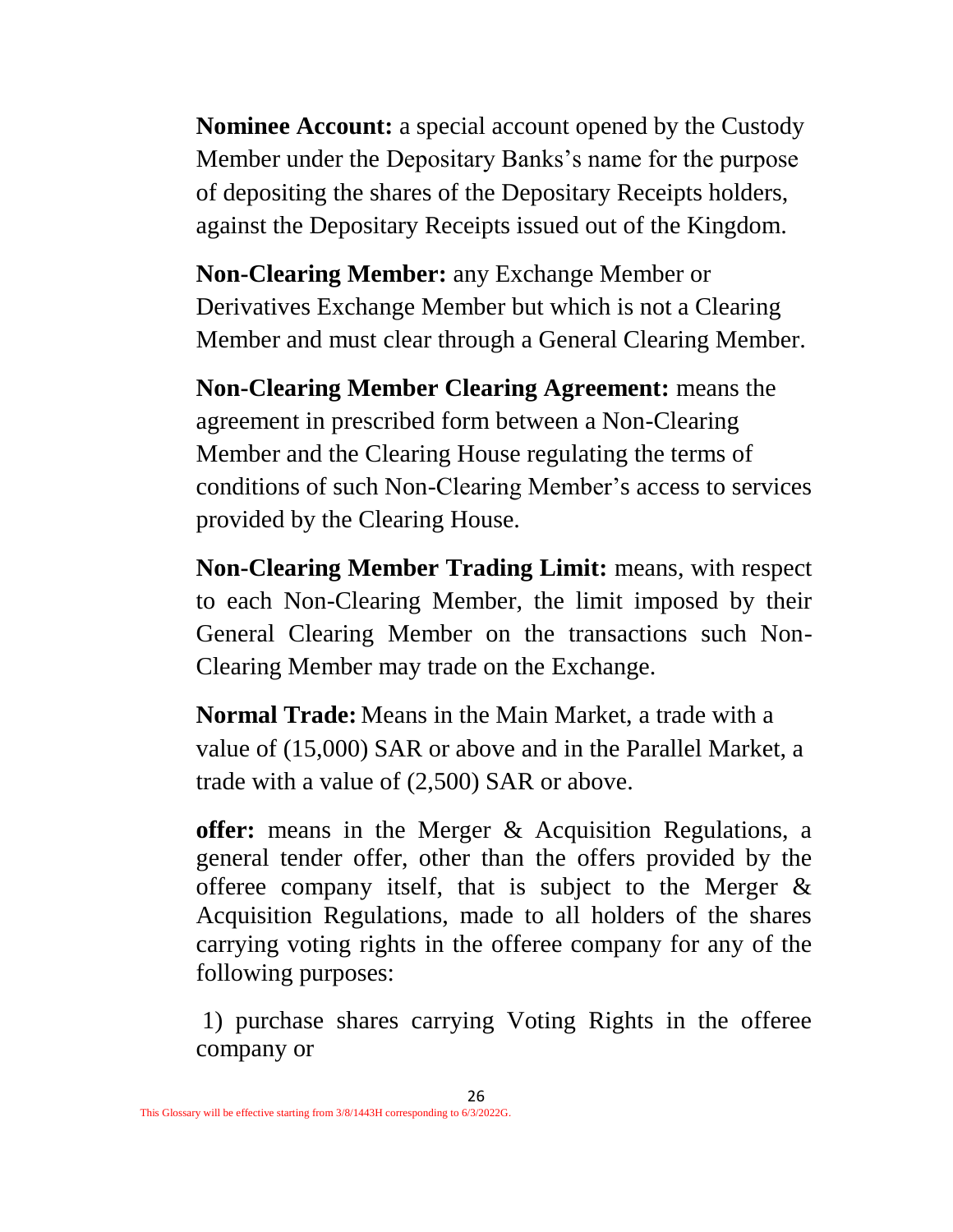**Nominee Account:** a special account opened by the Custody Member under the Depositary Banks's name for the purpose of depositing the shares of the Depositary Receipts holders, against the Depositary Receipts issued out of the Kingdom.

**Non-Clearing Member:** any Exchange Member or Derivatives Exchange Member but which is not a Clearing Member and must clear through a General Clearing Member.

**Non-Clearing Member Clearing Agreement:** means the agreement in prescribed form between a Non-Clearing Member and the Clearing House regulating the terms of conditions of such Non-Clearing Member's access to services provided by the Clearing House.

**Non-Clearing Member Trading Limit:** means, with respect to each Non-Clearing Member, the limit imposed by their General Clearing Member on the transactions such Non-Clearing Member may trade on the Exchange.

**Normal Trade:** Means in the Main Market, a trade with a value of (15,000) SAR or above and in the Parallel Market, a trade with a value of (2,500) SAR or above.

**offer:** means in the Merger & Acquisition Regulations, a general tender offer, other than the offers provided by the offeree company itself, that is subject to the Merger & Acquisition Regulations, made to all holders of the shares carrying voting rights in the offeree company for any of the following purposes:

1) purchase shares carrying Voting Rights in the offeree company or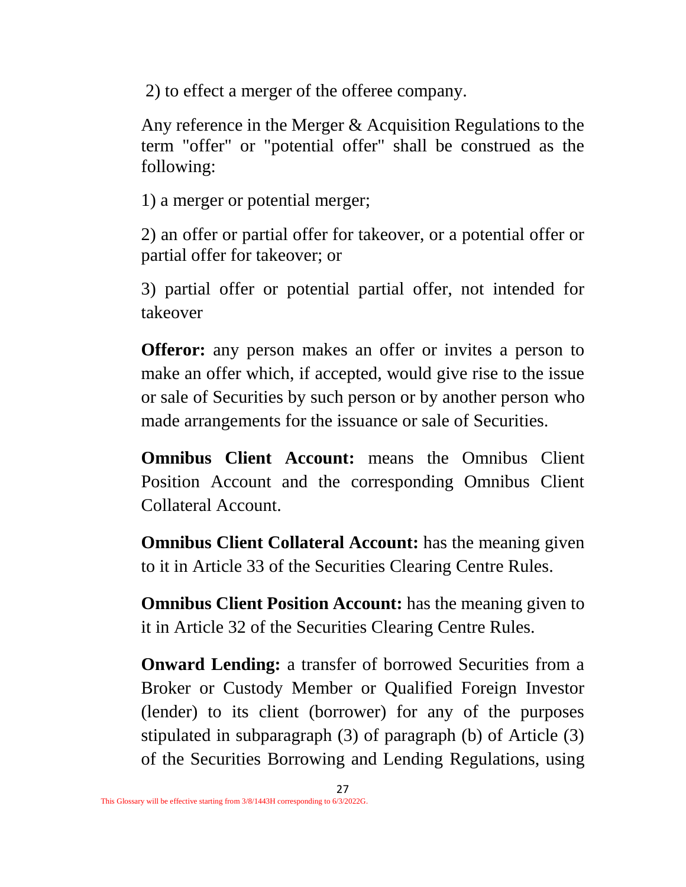2) to effect a merger of the offeree company.

Any reference in the Merger & Acquisition Regulations to the term "offer" or "potential offer" shall be construed as the following:

1) a merger or potential merger;

2) an offer or partial offer for takeover, or a potential offer or partial offer for takeover; or

3) partial offer or potential partial offer, not intended for takeover

**Offeror:** any person makes an offer or invites a person to make an offer which, if accepted, would give rise to the issue or sale of Securities by such person or by another person who made arrangements for the issuance or sale of Securities.

**Omnibus Client Account:** means the Omnibus Client Position Account and the corresponding Omnibus Client Collateral Account.

**Omnibus Client Collateral Account:** has the meaning given to it in Article 33 of the Securities Clearing Centre Rules.

**Omnibus Client Position Account:** has the meaning given to it in Article 32 of the Securities Clearing Centre Rules.

**Onward Lending:** a transfer of borrowed Securities from a Broker or Custody Member or Qualified Foreign Investor (lender) to its client (borrower) for any of the purposes stipulated in subparagraph (3) of paragraph (b) of Article (3) of the Securities Borrowing and Lending Regulations, using

This Glossary will be effective starting from 3/8/1443H corresponding to 6/3/2022G.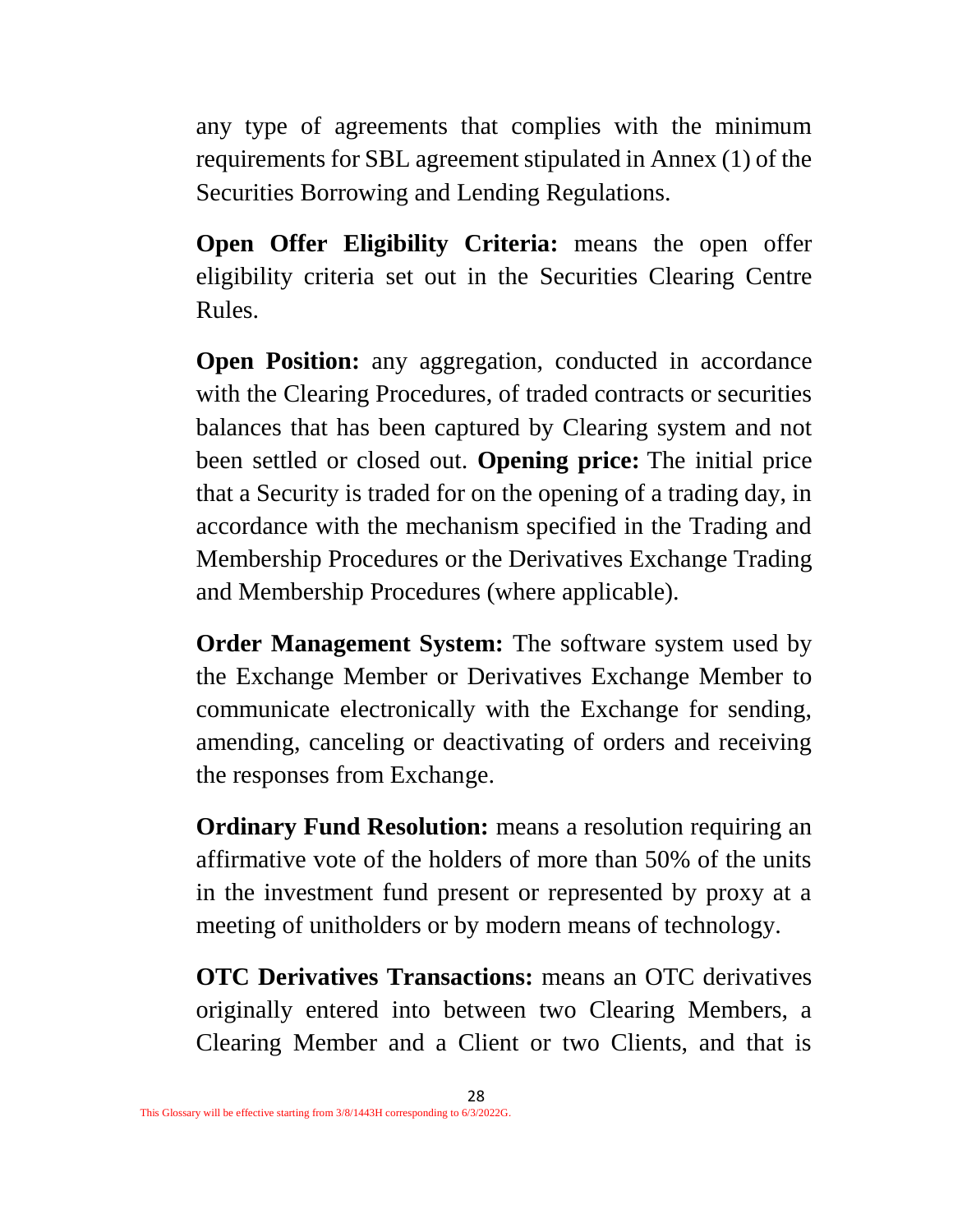any type of agreements that complies with the minimum requirements for SBL agreement stipulated in Annex (1) of the Securities Borrowing and Lending Regulations.

**Open Offer Eligibility Criteria:** means the open offer eligibility criteria set out in the Securities Clearing Centre Rules.

**Open Position:** any aggregation, conducted in accordance with the Clearing Procedures, of traded contracts or securities balances that has been captured by Clearing system and not been settled or closed out. **Opening price:** The initial price that a Security is traded for on the opening of a trading day, in accordance with the mechanism specified in the Trading and Membership Procedures or the Derivatives Exchange Trading and Membership Procedures (where applicable).

**Order Management System:** The software system used by the Exchange Member or Derivatives Exchange Member to communicate electronically with the Exchange for sending, amending, canceling or deactivating of orders and receiving the responses from Exchange.

**Ordinary Fund Resolution:** means a resolution requiring an affirmative vote of the holders of more than 50% of the units in the investment fund present or represented by proxy at a meeting of unitholders or by modern means of technology.

**OTC Derivatives Transactions:** means an OTC derivatives originally entered into between two Clearing Members, a Clearing Member and a Client or two Clients, and that is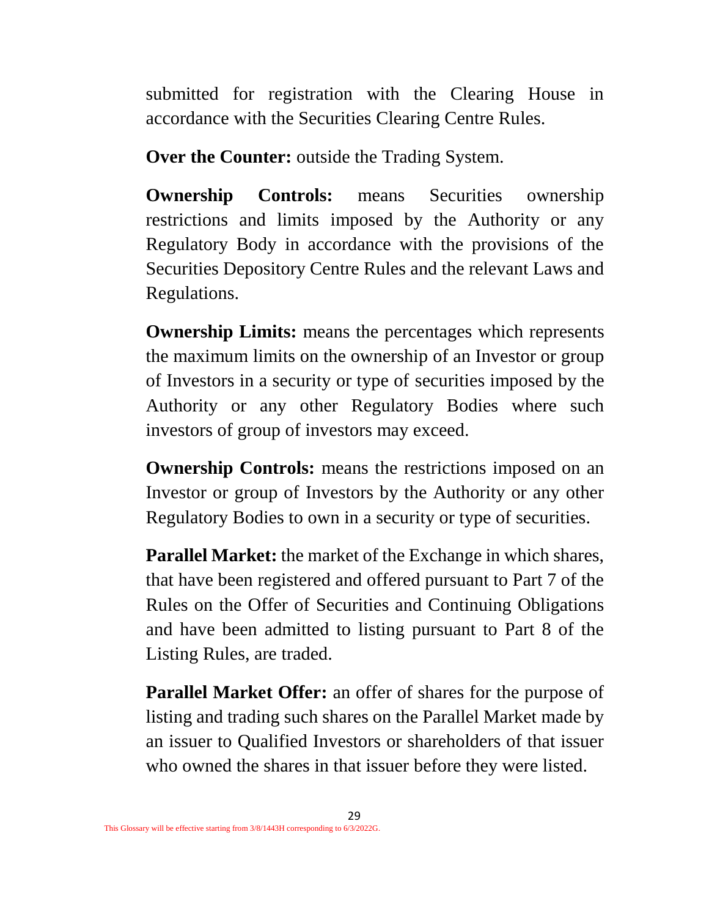submitted for registration with the Clearing House in accordance with the Securities Clearing Centre Rules.

**Over the Counter:** outside the Trading System.

**Ownership Controls:** means Securities ownership restrictions and limits imposed by the Authority or any Regulatory Body in accordance with the provisions of the Securities Depository Centre Rules and the relevant Laws and Regulations.

**Ownership Limits:** means the percentages which represents the maximum limits on the ownership of an Investor or group of Investors in a security or type of securities imposed by the Authority or any other Regulatory Bodies where such investors of group of investors may exceed.

**Ownership Controls:** means the restrictions imposed on an Investor or group of Investors by the Authority or any other Regulatory Bodies to own in a security or type of securities.

**Parallel Market:** the market of the Exchange in which shares, that have been registered and offered pursuant to Part 7 of the Rules on the Offer of Securities and Continuing Obligations and have been admitted to listing pursuant to Part 8 of the Listing Rules, are traded.

**Parallel Market Offer:** an offer of shares for the purpose of listing and trading such shares on the Parallel Market made by an issuer to Qualified Investors or shareholders of that issuer who owned the shares in that issuer before they were listed.

This Glossary will be effective starting from 3/8/1443H corresponding to 6/3/2022G.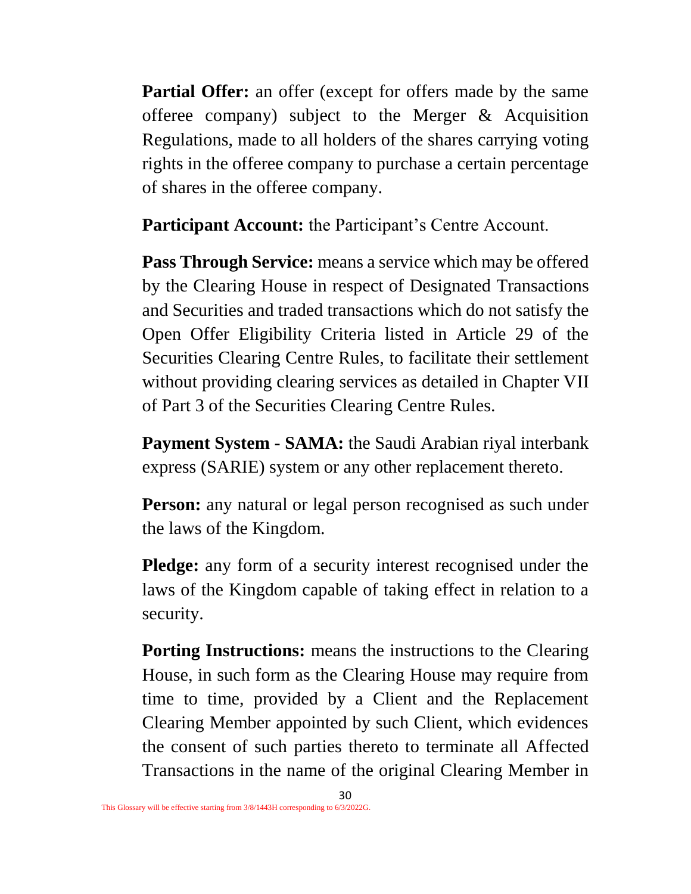**Partial Offer:** an offer (except for offers made by the same offeree company) subject to the Merger & Acquisition Regulations, made to all holders of the shares carrying voting rights in the offeree company to purchase a certain percentage of shares in the offeree company.

**Participant Account:** the Participant's Centre Account.

**Pass Through Service:** means a service which may be offered by the Clearing House in respect of Designated Transactions and Securities and traded transactions which do not satisfy the Open Offer Eligibility Criteria listed in Article 29 of the Securities Clearing Centre Rules, to facilitate their settlement without providing clearing services as detailed in Chapter VII of Part 3 of the Securities Clearing Centre Rules.

**Payment System - SAMA:** the Saudi Arabian riyal interbank express (SARIE) system or any other replacement thereto.

**Person:** any natural or legal person recognised as such under the laws of the Kingdom.

**Pledge:** any form of a security interest recognised under the laws of the Kingdom capable of taking effect in relation to a security.

**Porting Instructions:** means the instructions to the Clearing House, in such form as the Clearing House may require from time to time, provided by a Client and the Replacement Clearing Member appointed by such Client, which evidences the consent of such parties thereto to terminate all Affected Transactions in the name of the original Clearing Member in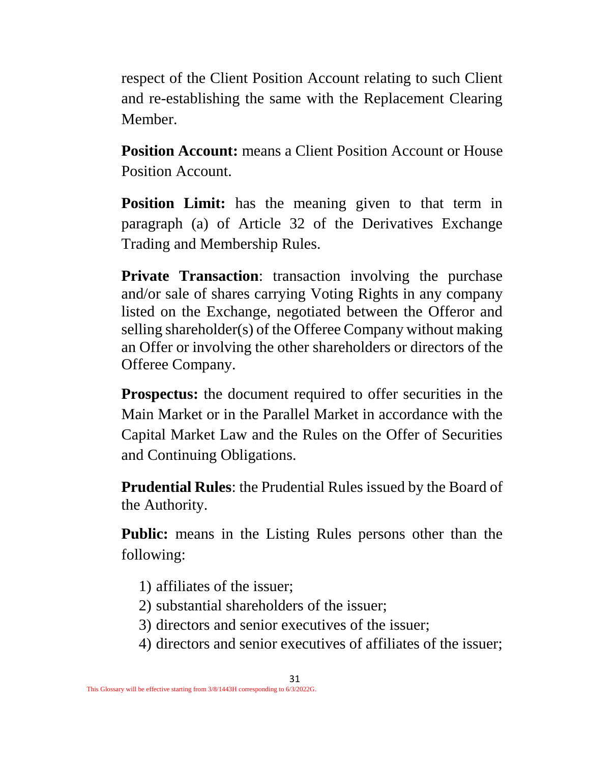respect of the Client Position Account relating to such Client and re-establishing the same with the Replacement Clearing Member.

**Position Account:** means a Client Position Account or House Position Account.

**Position Limit:** has the meaning given to that term in paragraph (a) of Article 32 of the Derivatives Exchange Trading and Membership Rules.

**Private Transaction**: transaction involving the purchase and/or sale of shares carrying Voting Rights in any company listed on the Exchange, negotiated between the Offeror and selling shareholder(s) of the Offeree Company without making an Offer or involving the other shareholders or directors of the Offeree Company.

**Prospectus:** the document required to offer securities in the Main Market or in the Parallel Market in accordance with the Capital Market Law and the Rules on the Offer of Securities and Continuing Obligations.

**Prudential Rules**: the Prudential Rules issued by the Board of the Authority.

**Public:** means in the Listing Rules persons other than the following:

1) affiliates of the issuer;
2) substantial shareholders of the issuer;
3) directors and senior executives of the issuer;
4) directors and senior executives of affiliates of the issuer;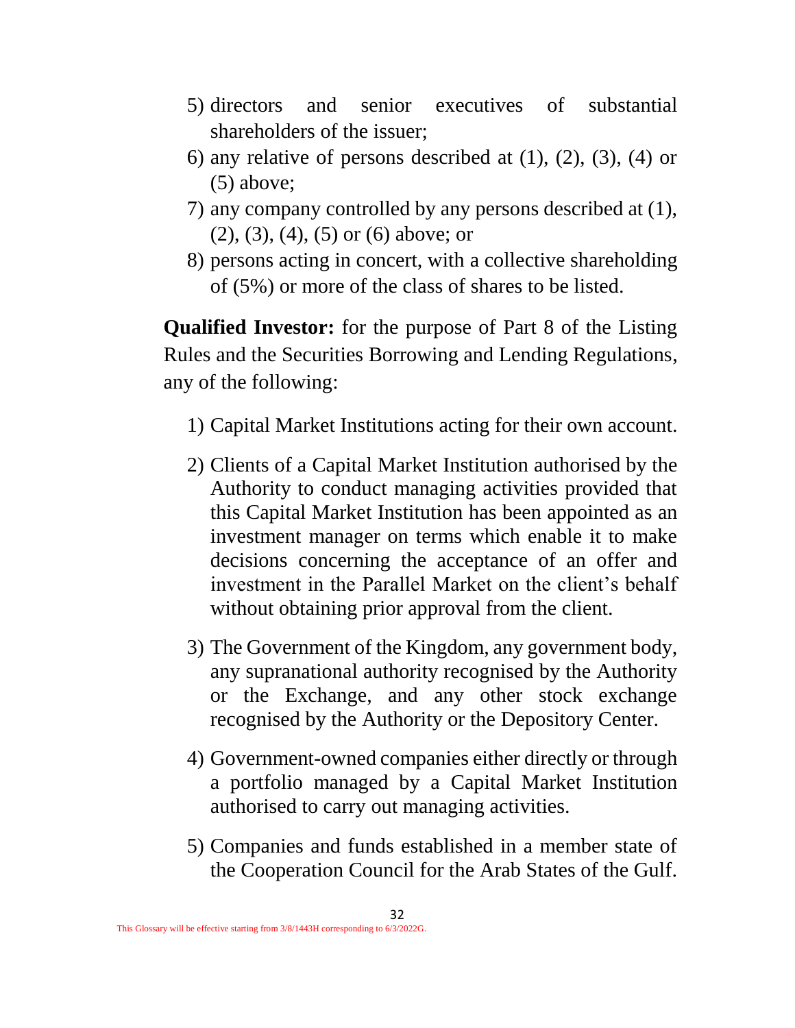5) directors and senior executives of substantial shareholders of the issuer;
6) any relative of persons described at (1), (2), (3), (4) or (5) above;
7) any company controlled by any persons described at (1), (2), (3), (4), (5) or (6) above; or
8) persons acting in concert, with a collective shareholding of (5%) or more of the class of shares to be listed.

**Qualified Investor:** for the purpose of Part 8 of the Listing Rules and the Securities Borrowing and Lending Regulations, any of the following:

1) Capital Market Institutions acting for their own account.

2) Clients of a Capital Market Institution authorised by the Authority to conduct managing activities provided that this Capital Market Institution has been appointed as an investment manager on terms which enable it to make decisions concerning the acceptance of an offer and investment in the Parallel Market on the client's behalf without obtaining prior approval from the client.

3) The Government of the Kingdom, any government body, any supranational authority recognised by the Authority or the Exchange, and any other stock exchange recognised by the Authority or the Depository Center.

4) Government-owned companies either directly or through a portfolio managed by a Capital Market Institution authorised to carry out managing activities.

5) Companies and funds established in a member state of the Cooperation Council for the Arab States of the Gulf.

This Glossary will be effective starting from 3/8/1443H corresponding to 6/3/2022G.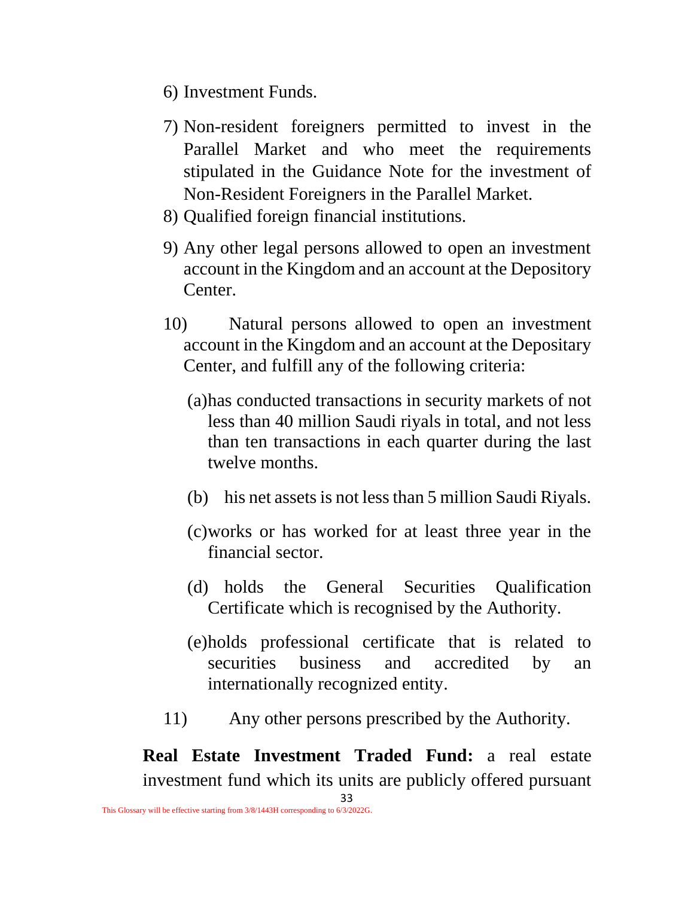6) Investment Funds.

7) Non-resident foreigners permitted to invest in the Parallel Market and who meet the requirements stipulated in the Guidance Note for the investment of Non-Resident Foreigners in the Parallel Market.

8) Qualified foreign financial institutions.

9) Any other legal persons allowed to open an investment account in the Kingdom and an account at the Depository Center.

10) Natural persons allowed to open an investment account in the Kingdom and an account at the Depositary Center, and fulfill any of the following criteria:

   (a) has conducted transactions in security markets of not less than 40 million Saudi riyals in total, and not less than ten transactions in each quarter during the last twelve months.

   (b) his net assets is not less than 5 million Saudi Riyals.

   (c) works or has worked for at least three year in the financial sector.

   (d) holds the General Securities Qualification Certificate which is recognised by the Authority.

   (e) holds professional certificate that is related to securities business and accredited by an internationally recognized entity.

11) Any other persons prescribed by the Authority.

**Real Estate Investment Traded Fund:** a real estate investment fund which its units are publicly offered pursuant

This Glossary will be effective starting from 3/8/1443H corresponding to 6/3/2022G.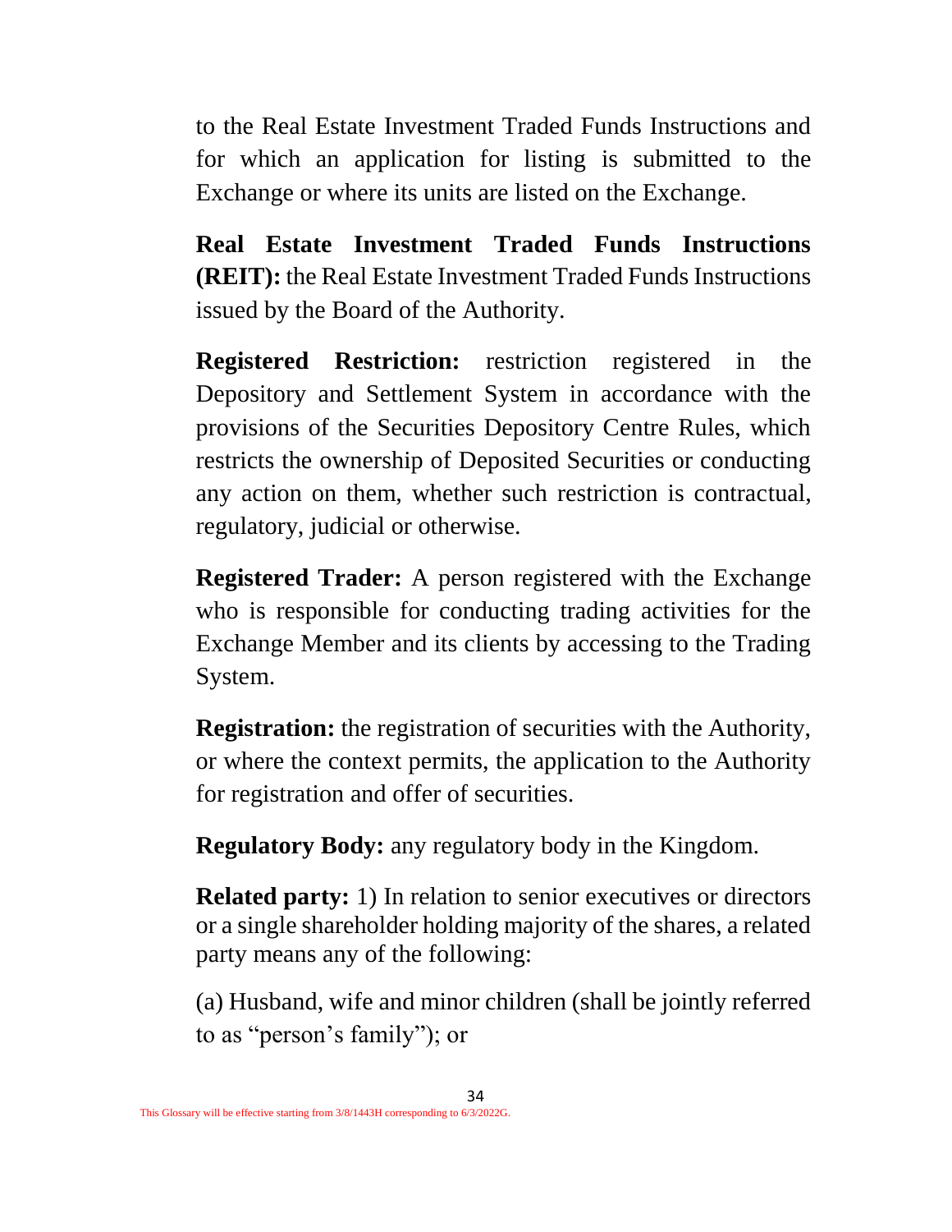to the Real Estate Investment Traded Funds Instructions and for which an application for listing is submitted to the Exchange or where its units are listed on the Exchange.

**Real Estate Investment Traded Funds Instructions (REIT):** the Real Estate Investment Traded Funds Instructions issued by the Board of the Authority.

**Registered Restriction:** restriction registered in the Depository and Settlement System in accordance with the provisions of the Securities Depository Centre Rules, which restricts the ownership of Deposited Securities or conducting any action on them, whether such restriction is contractual, regulatory, judicial or otherwise.

**Registered Trader:** A person registered with the Exchange who is responsible for conducting trading activities for the Exchange Member and its clients by accessing to the Trading System.

**Registration:** the registration of securities with the Authority, or where the context permits, the application to the Authority for registration and offer of securities.

**Regulatory Body:** any regulatory body in the Kingdom.

**Related party:** 1) In relation to senior executives or directors or a single shareholder holding majority of the shares, a related party means any of the following:

(a) Husband, wife and minor children (shall be jointly referred to as "person's family"); or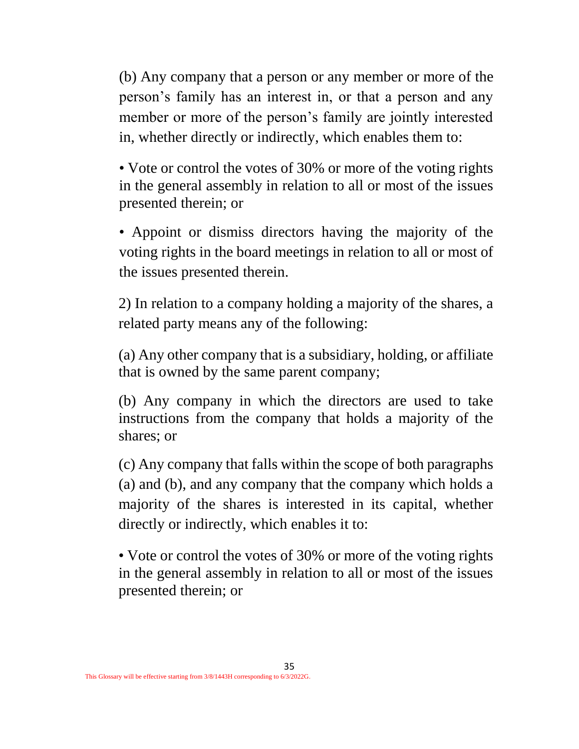(b) Any company that a person or any member or more of the person's family has an interest in, or that a person and any member or more of the person's family are jointly interested in, whether directly or indirectly, which enables them to:

- Vote or control the votes of 30% or more of the voting rights in the general assembly in relation to all or most of the issues presented therein; or

- Appoint or dismiss directors having the majority of the voting rights in the board meetings in relation to all or most of the issues presented therein.

2) In relation to a company holding a majority of the shares, a related party means any of the following:

(a) Any other company that is a subsidiary, holding, or affiliate that is owned by the same parent company;

(b) Any company in which the directors are used to take instructions from the company that holds a majority of the shares; or

(c) Any company that falls within the scope of both paragraphs (a) and (b), and any company that the company which holds a majority of the shares is interested in its capital, whether directly or indirectly, which enables it to:

- Vote or control the votes of 30% or more of the voting rights in the general assembly in relation to all or most of the issues presented therein; or

This Glossary will be effective starting from 3/8/1443H corresponding to 6/3/2022G.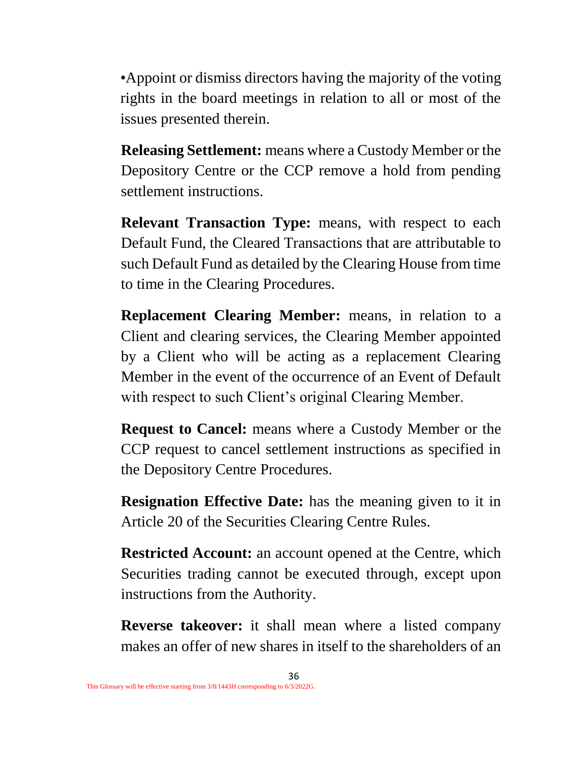•Appoint or dismiss directors having the majority of the voting rights in the board meetings in relation to all or most of the issues presented therein.

**Releasing Settlement:** means where a Custody Member or the Depository Centre or the CCP remove a hold from pending settlement instructions.

**Relevant Transaction Type:** means, with respect to each Default Fund, the Cleared Transactions that are attributable to such Default Fund as detailed by the Clearing House from time to time in the Clearing Procedures.

**Replacement Clearing Member:** means, in relation to a Client and clearing services, the Clearing Member appointed by a Client who will be acting as a replacement Clearing Member in the event of the occurrence of an Event of Default with respect to such Client's original Clearing Member.

**Request to Cancel:** means where a Custody Member or the CCP request to cancel settlement instructions as specified in the Depository Centre Procedures.

**Resignation Effective Date:** has the meaning given to it in Article 20 of the Securities Clearing Centre Rules.

**Restricted Account:** an account opened at the Centre, which Securities trading cannot be executed through, except upon instructions from the Authority.

**Reverse takeover:** it shall mean where a listed company makes an offer of new shares in itself to the shareholders of an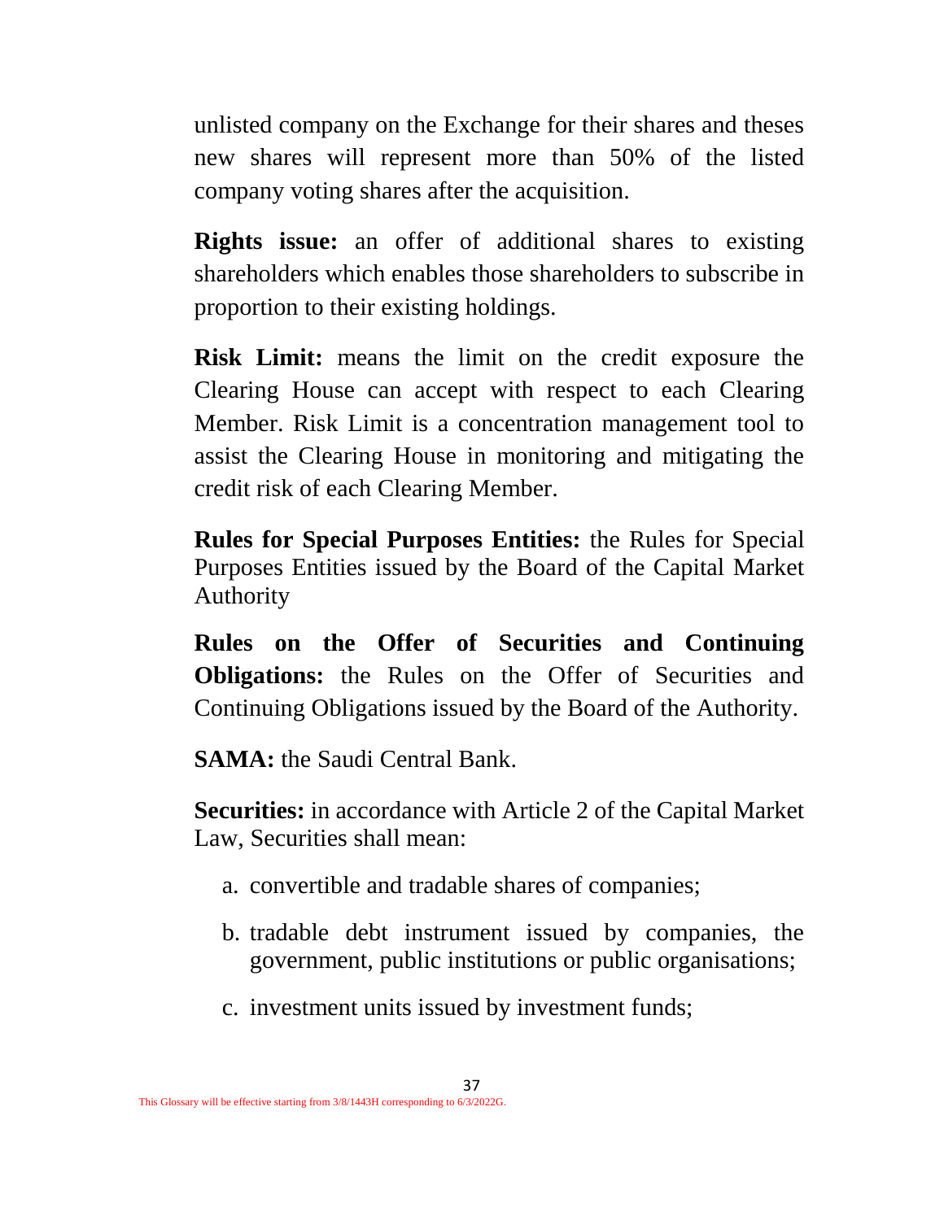unlisted company on the Exchange for their shares and theses new shares will represent more than 50% of the listed company voting shares after the acquisition.

**Rights issue:** an offer of additional shares to existing shareholders which enables those shareholders to subscribe in proportion to their existing holdings.

**Risk Limit:** means the limit on the credit exposure the Clearing House can accept with respect to each Clearing Member. Risk Limit is a concentration management tool to assist the Clearing House in monitoring and mitigating the credit risk of each Clearing Member.

**Rules for Special Purposes Entities:** the Rules for Special Purposes Entities issued by the Board of the Capital Market Authority

**Rules on the Offer of Securities and Continuing Obligations:** the Rules on the Offer of Securities and Continuing Obligations issued by the Board of the Authority.

**SAMA:** the Saudi Central Bank.

**Securities:** in accordance with Article 2 of the Capital Market Law, Securities shall mean:

a. convertible and tradable shares of companies;

b. tradable debt instrument issued by companies, the government, public institutions or public organisations;

c. investment units issued by investment funds;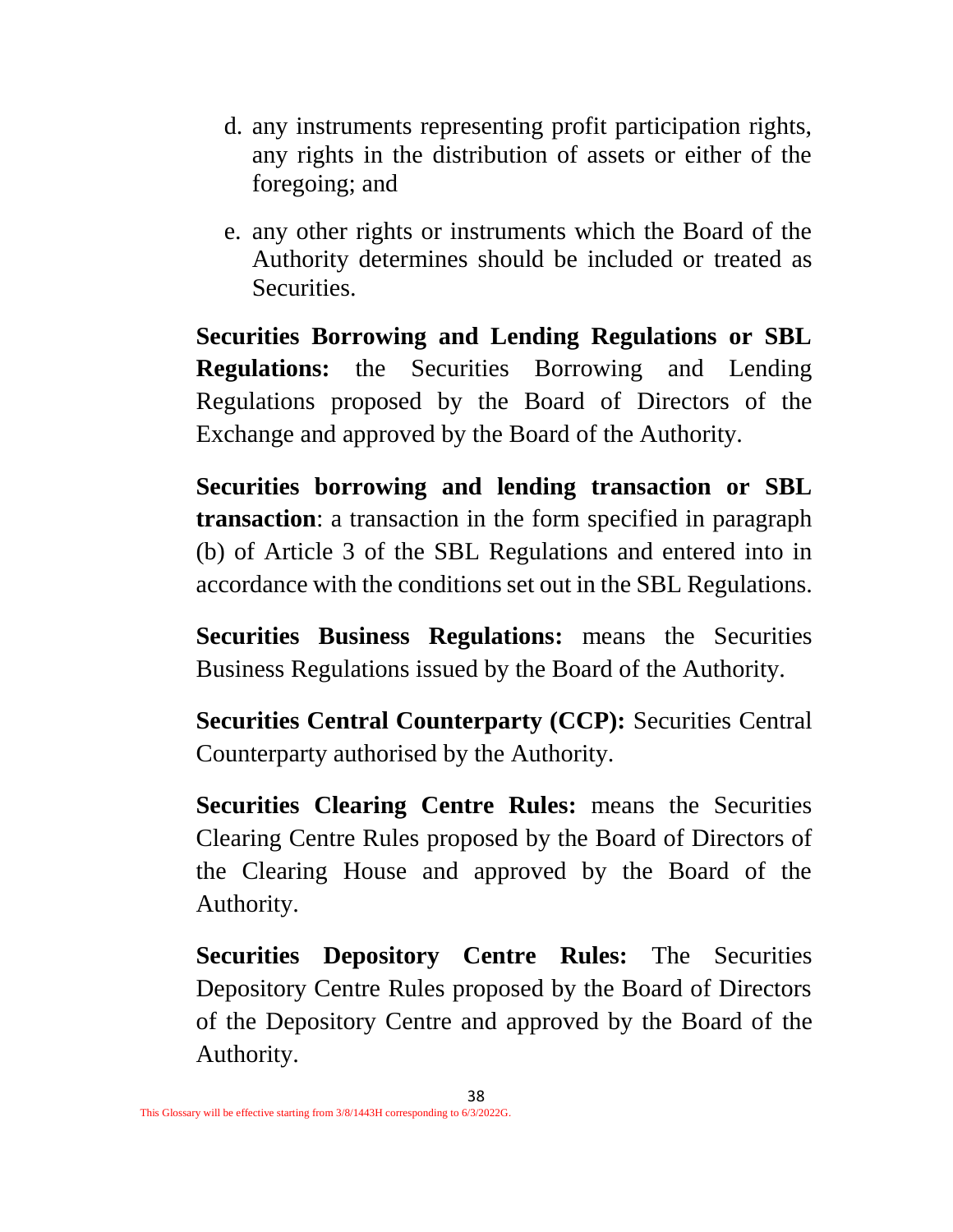d. any instruments representing profit participation rights, any rights in the distribution of assets or either of the foregoing; and

e. any other rights or instruments which the Board of the Authority determines should be included or treated as Securities.

**Securities Borrowing and Lending Regulations or SBL Regulations:** the Securities Borrowing and Lending Regulations proposed by the Board of Directors of the Exchange and approved by the Board of the Authority.

**Securities borrowing and lending transaction or SBL transaction**: a transaction in the form specified in paragraph (b) of Article 3 of the SBL Regulations and entered into in accordance with the conditions set out in the SBL Regulations.

**Securities Business Regulations:** means the Securities Business Regulations issued by the Board of the Authority.

**Securities Central Counterparty (CCP):** Securities Central Counterparty authorised by the Authority.

**Securities Clearing Centre Rules:** means the Securities Clearing Centre Rules proposed by the Board of Directors of the Clearing House and approved by the Board of the Authority.

**Securities Depository Centre Rules:** The Securities Depository Centre Rules proposed by the Board of Directors of the Depository Centre and approved by the Board of the Authority.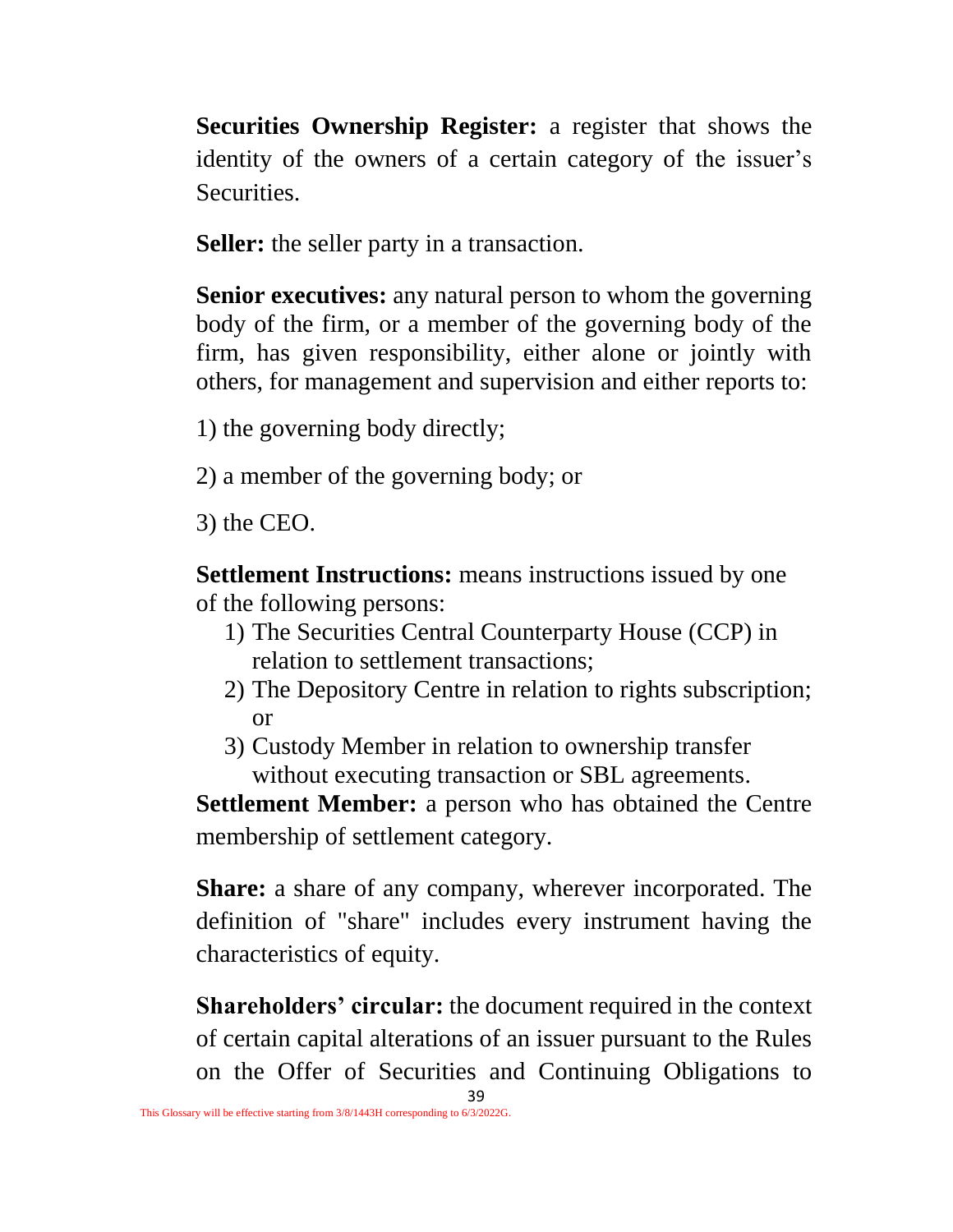**Securities Ownership Register:** a register that shows the identity of the owners of a certain category of the issuer's Securities.

**Seller:** the seller party in a transaction.

**Senior executives:** any natural person to whom the governing body of the firm, or a member of the governing body of the firm, has given responsibility, either alone or jointly with others, for management and supervision and either reports to:

1) the governing body directly;

2) a member of the governing body; or

3) the CEO.

**Settlement Instructions:** means instructions issued by one of the following persons:

1) The Securities Central Counterparty House (CCP) in relation to settlement transactions;
2) The Depository Centre in relation to rights subscription; or
3) Custody Member in relation to ownership transfer without executing transaction or SBL agreements.

**Settlement Member:** a person who has obtained the Centre membership of settlement category.

**Share:** a share of any company, wherever incorporated. The definition of "share" includes every instrument having the characteristics of equity.

**Shareholders' circular:** the document required in the context of certain capital alterations of an issuer pursuant to the Rules on the Offer of Securities and Continuing Obligations to

This Glossary will be effective starting from 3/8/1443H corresponding to 6/3/2022G.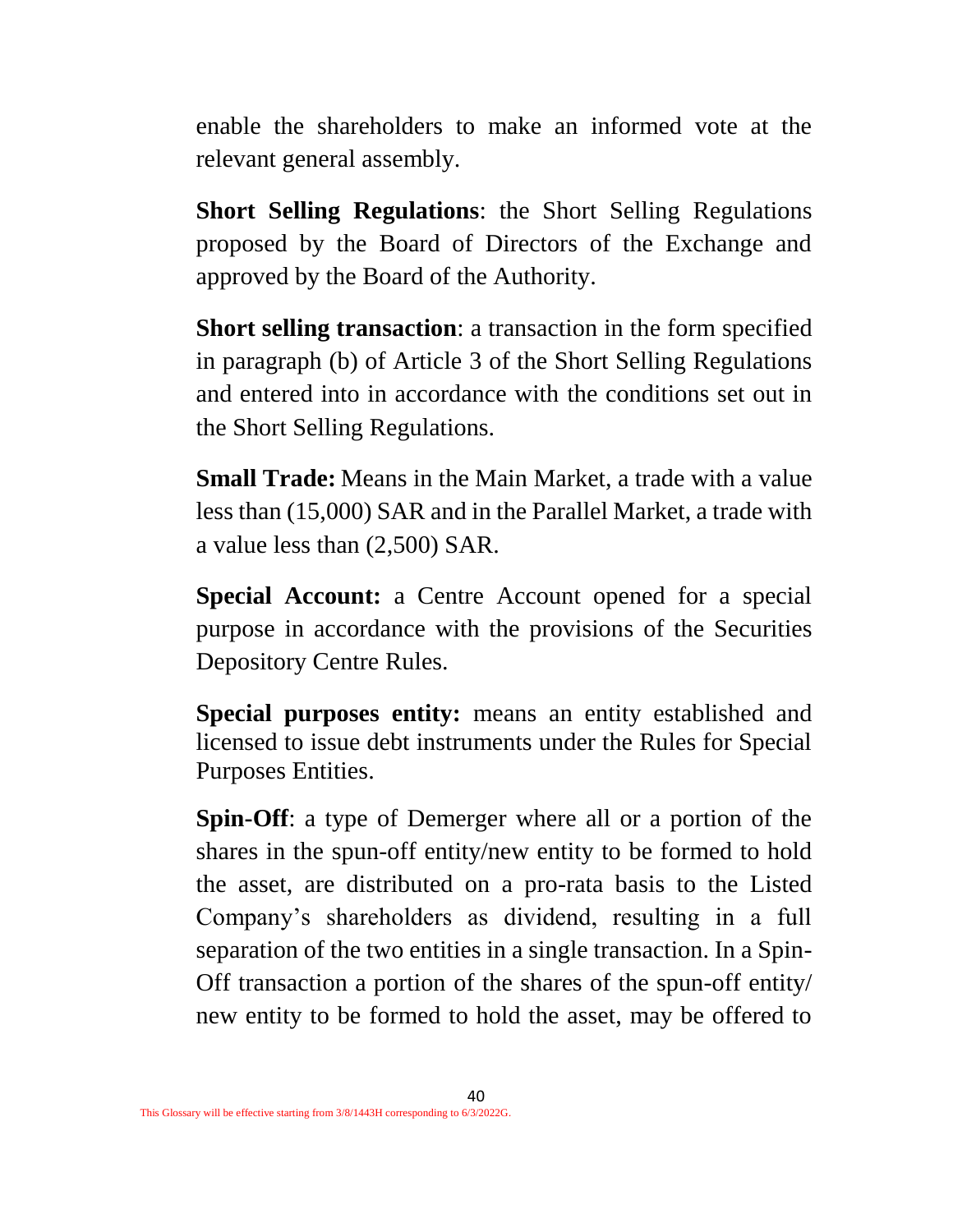enable the shareholders to make an informed vote at the relevant general assembly.

**Short Selling Regulations**: the Short Selling Regulations proposed by the Board of Directors of the Exchange and approved by the Board of the Authority.

**Short selling transaction**: a transaction in the form specified in paragraph (b) of Article 3 of the Short Selling Regulations and entered into in accordance with the conditions set out in the Short Selling Regulations.

**Small Trade:** Means in the Main Market, a trade with a value less than (15,000) SAR and in the Parallel Market, a trade with a value less than (2,500) SAR.

**Special Account:** a Centre Account opened for a special purpose in accordance with the provisions of the Securities Depository Centre Rules.

**Special purposes entity:** means an entity established and licensed to issue debt instruments under the Rules for Special Purposes Entities.

**Spin-Off**: a type of Demerger where all or a portion of the shares in the spun-off entity/new entity to be formed to hold the asset, are distributed on a pro-rata basis to the Listed Company's shareholders as dividend, resulting in a full separation of the two entities in a single transaction. In a Spin-Off transaction a portion of the shares of the spun-off entity/ new entity to be formed to hold the asset, may be offered to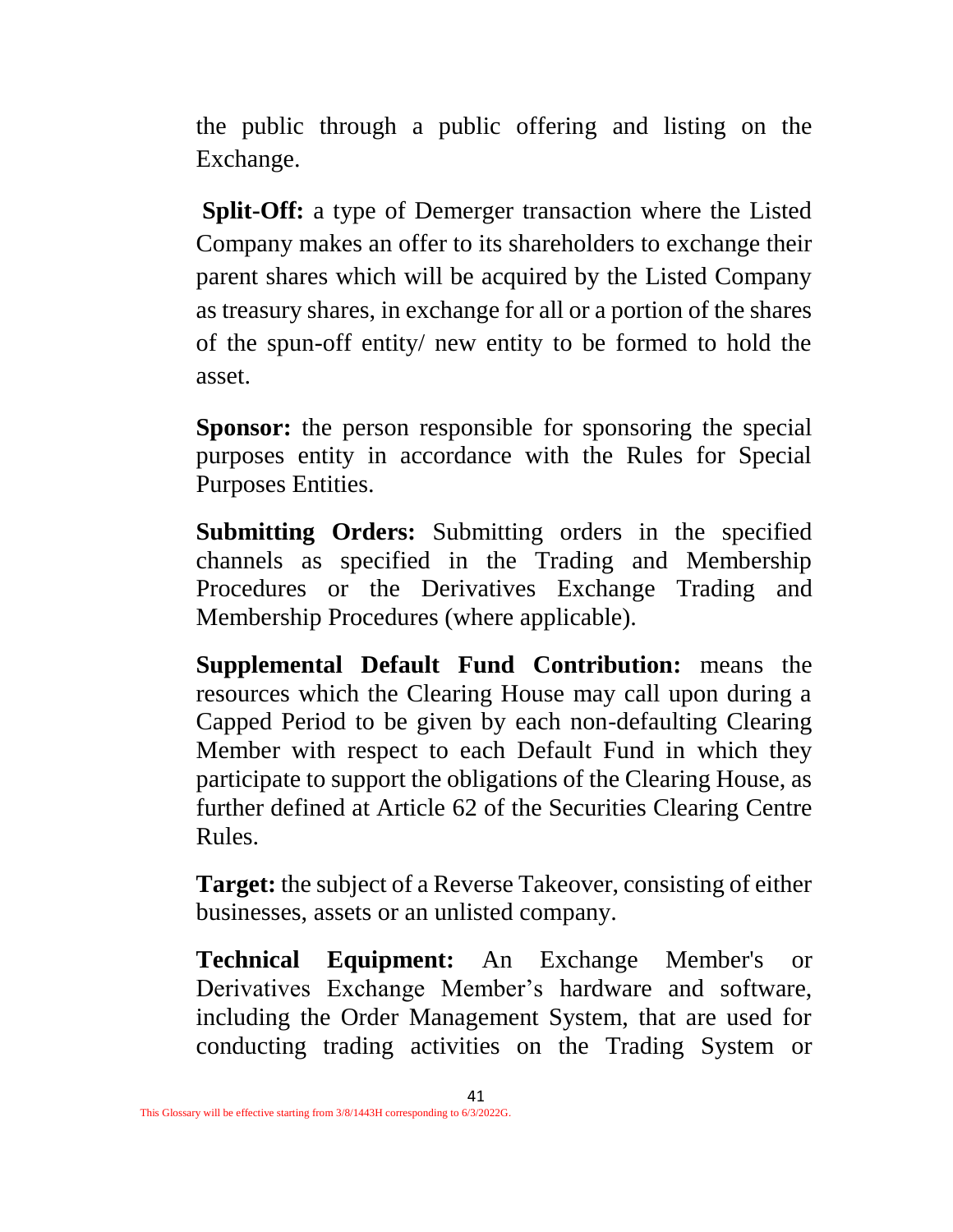the public through a public offering and listing on the Exchange.

**Split-Off:** a type of Demerger transaction where the Listed Company makes an offer to its shareholders to exchange their parent shares which will be acquired by the Listed Company as treasury shares, in exchange for all or a portion of the shares of the spun-off entity/ new entity to be formed to hold the asset.

**Sponsor:** the person responsible for sponsoring the special purposes entity in accordance with the Rules for Special Purposes Entities.

**Submitting Orders:** Submitting orders in the specified channels as specified in the Trading and Membership Procedures or the Derivatives Exchange Trading and Membership Procedures (where applicable).

**Supplemental Default Fund Contribution:** means the resources which the Clearing House may call upon during a Capped Period to be given by each non-defaulting Clearing Member with respect to each Default Fund in which they participate to support the obligations of the Clearing House, as further defined at Article 62 of the Securities Clearing Centre Rules.

**Target:** the subject of a Reverse Takeover, consisting of either businesses, assets or an unlisted company.

**Technical Equipment:** An Exchange Member's or Derivatives Exchange Member's hardware and software, including the Order Management System, that are used for conducting trading activities on the Trading System or

This Glossary will be effective starting from 3/8/1443H corresponding to 6/3/2022G.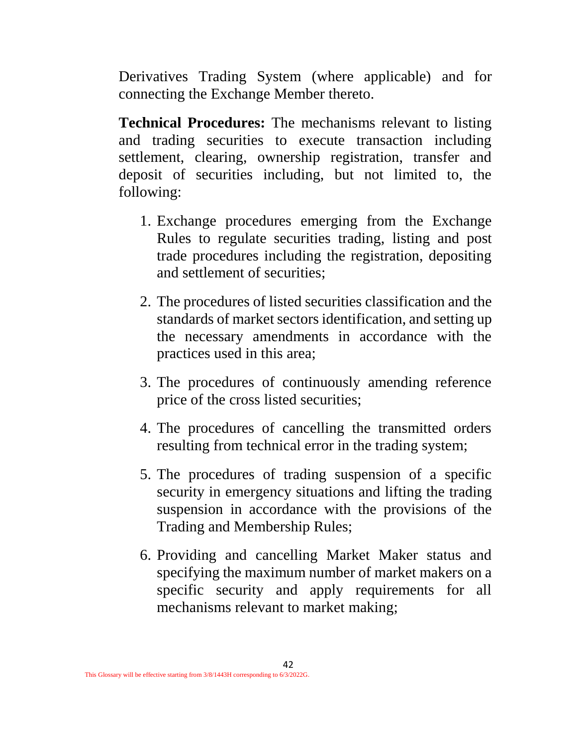Derivatives Trading System (where applicable) and for connecting the Exchange Member thereto.

**Technical Procedures:** The mechanisms relevant to listing and trading securities to execute transaction including settlement, clearing, ownership registration, transfer and deposit of securities including, but not limited to, the following:

1. Exchange procedures emerging from the Exchange Rules to regulate securities trading, listing and post trade procedures including the registration, depositing and settlement of securities;

2. The procedures of listed securities classification and the standards of market sectors identification, and setting up the necessary amendments in accordance with the practices used in this area;

3. The procedures of continuously amending reference price of the cross listed securities;

4. The procedures of cancelling the transmitted orders resulting from technical error in the trading system;

5. The procedures of trading suspension of a specific security in emergency situations and lifting the trading suspension in accordance with the provisions of the Trading and Membership Rules;

6. Providing and cancelling Market Maker status and specifying the maximum number of market makers on a specific security and apply requirements for all mechanisms relevant to market making;

This Glossary will be effective starting from 3/8/1443H corresponding to 6/3/2022G.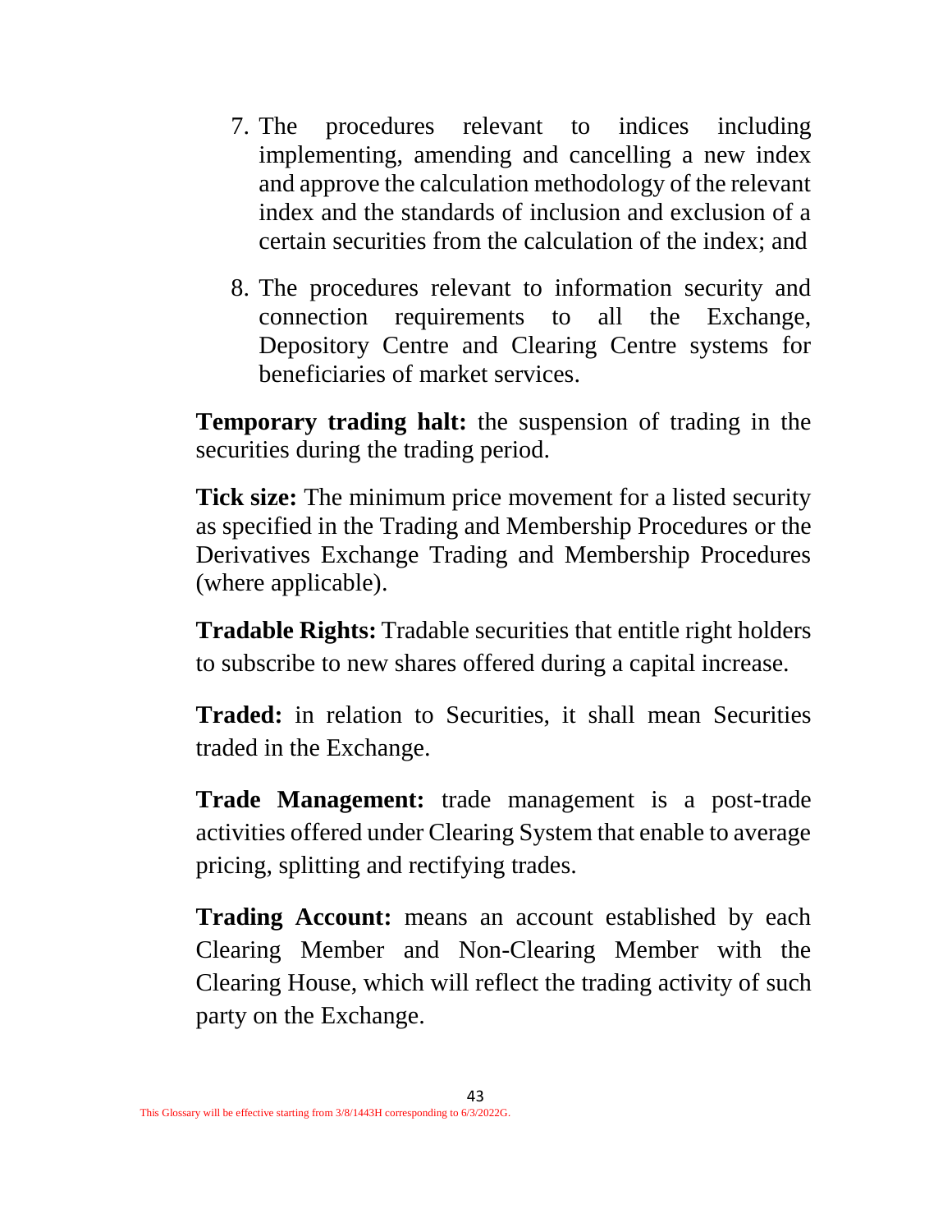7. The procedures relevant to indices including implementing, amending and cancelling a new index and approve the calculation methodology of the relevant index and the standards of inclusion and exclusion of a certain securities from the calculation of the index; and

8. The procedures relevant to information security and connection requirements to all the Exchange, Depository Centre and Clearing Centre systems for beneficiaries of market services.

**Temporary trading halt:** the suspension of trading in the securities during the trading period.

**Tick size:** The minimum price movement for a listed security as specified in the Trading and Membership Procedures or the Derivatives Exchange Trading and Membership Procedures (where applicable).

**Tradable Rights:** Tradable securities that entitle right holders to subscribe to new shares offered during a capital increase.

**Traded:** in relation to Securities, it shall mean Securities traded in the Exchange.

**Trade Management:** trade management is a post-trade activities offered under Clearing System that enable to average pricing, splitting and rectifying trades.

**Trading Account:** means an account established by each Clearing Member and Non-Clearing Member with the Clearing House, which will reflect the trading activity of such party on the Exchange.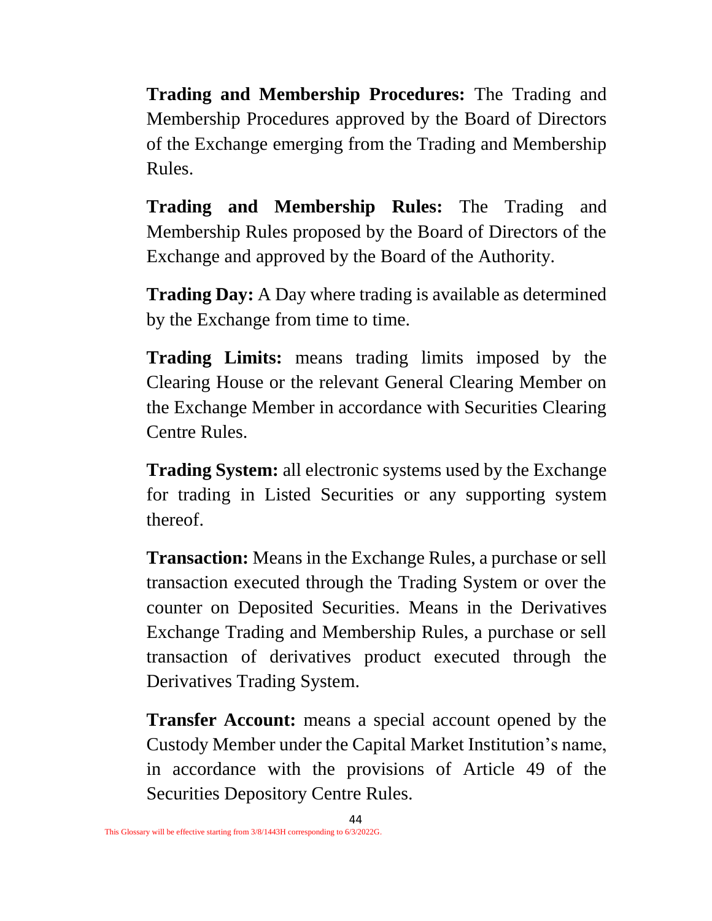**Trading and Membership Procedures:** The Trading and Membership Procedures approved by the Board of Directors of the Exchange emerging from the Trading and Membership Rules.

**Trading and Membership Rules:** The Trading and Membership Rules proposed by the Board of Directors of the Exchange and approved by the Board of the Authority.

**Trading Day:** A Day where trading is available as determined by the Exchange from time to time.

**Trading Limits:** means trading limits imposed by the Clearing House or the relevant General Clearing Member on the Exchange Member in accordance with Securities Clearing Centre Rules.

**Trading System:** all electronic systems used by the Exchange for trading in Listed Securities or any supporting system thereof.

**Transaction:** Means in the Exchange Rules, a purchase or sell transaction executed through the Trading System or over the counter on Deposited Securities. Means in the Derivatives Exchange Trading and Membership Rules, a purchase or sell transaction of derivatives product executed through the Derivatives Trading System.

**Transfer Account:** means a special account opened by the Custody Member under the Capital Market Institution's name, in accordance with the provisions of Article 49 of the Securities Depository Centre Rules.

This Glossary will be effective starting from 3/8/1443H corresponding to 6/3/2022G.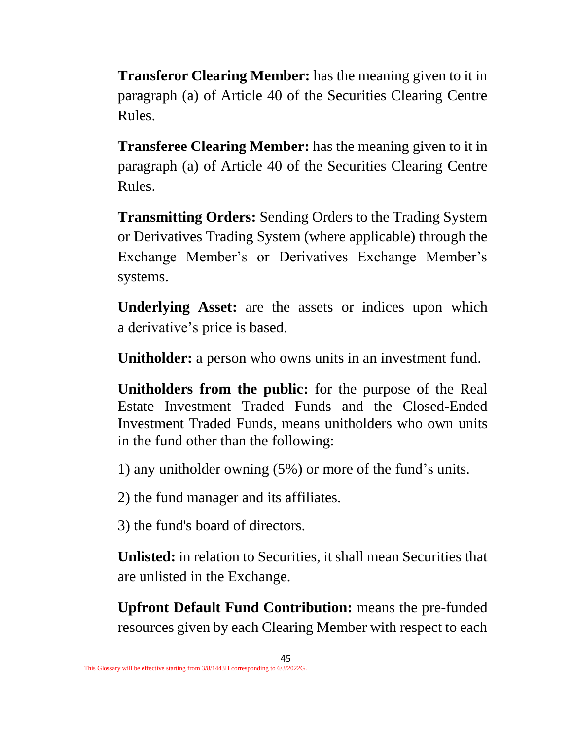**Transferor Clearing Member:** has the meaning given to it in paragraph (a) of Article 40 of the Securities Clearing Centre Rules.

**Transferee Clearing Member:** has the meaning given to it in paragraph (a) of Article 40 of the Securities Clearing Centre Rules.

**Transmitting Orders:** Sending Orders to the Trading System or Derivatives Trading System (where applicable) through the Exchange Member's or Derivatives Exchange Member's systems.

**Underlying Asset:** are the assets or indices upon which a derivative's price is based.

**Unitholder:** a person who owns units in an investment fund.

**Unitholders from the public:** for the purpose of the Real Estate Investment Traded Funds and the Closed-Ended Investment Traded Funds, means unitholders who own units in the fund other than the following:

1) any unitholder owning (5%) or more of the fund's units.

2) the fund manager and its affiliates.

3) the fund's board of directors.

**Unlisted:** in relation to Securities, it shall mean Securities that are unlisted in the Exchange.

**Upfront Default Fund Contribution:** means the pre-funded resources given by each Clearing Member with respect to each

This Glossary will be effective starting from 3/8/1443H corresponding to 6/3/2022G.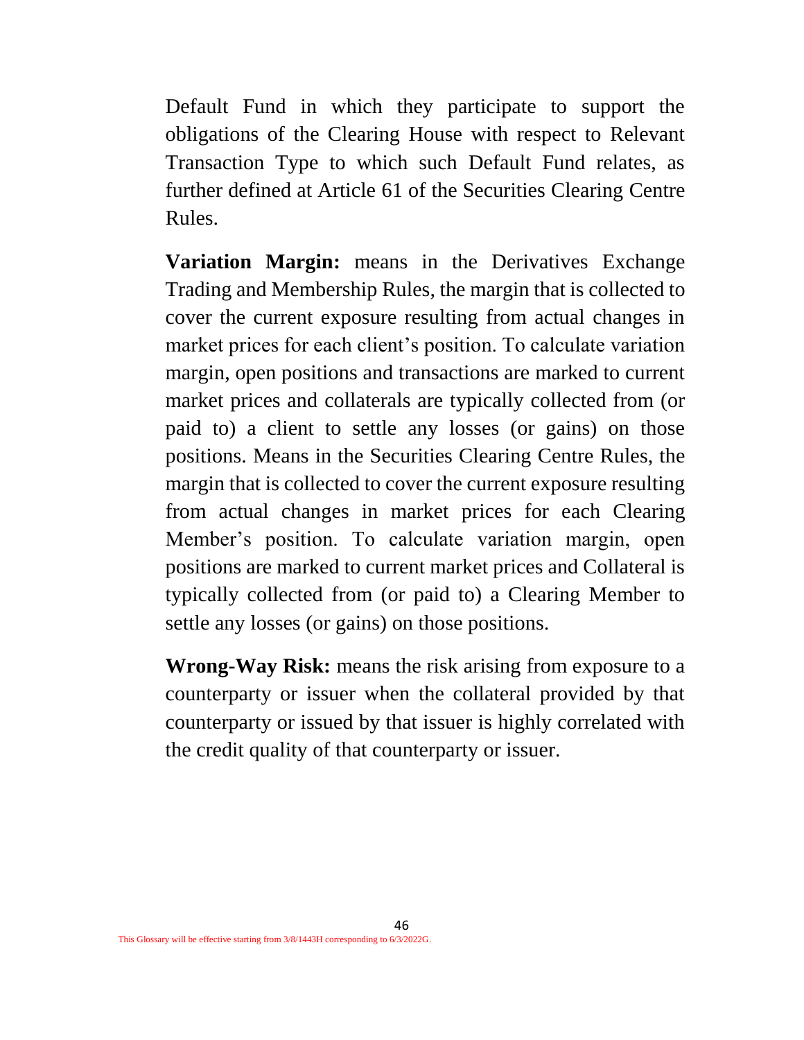Default Fund in which they participate to support the obligations of the Clearing House with respect to Relevant Transaction Type to which such Default Fund relates, as further defined at Article 61 of the Securities Clearing Centre Rules.

**Variation Margin:** means in the Derivatives Exchange Trading and Membership Rules, the margin that is collected to cover the current exposure resulting from actual changes in market prices for each client's position. To calculate variation margin, open positions and transactions are marked to current market prices and collaterals are typically collected from (or paid to) a client to settle any losses (or gains) on those positions. Means in the Securities Clearing Centre Rules, the margin that is collected to cover the current exposure resulting from actual changes in market prices for each Clearing Member's position. To calculate variation margin, open positions are marked to current market prices and Collateral is typically collected from (or paid to) a Clearing Member to settle any losses (or gains) on those positions.

**Wrong-Way Risk:** means the risk arising from exposure to a counterparty or issuer when the collateral provided by that counterparty or issued by that issuer is highly correlated with the credit quality of that counterparty or issuer.

This Glossary will be effective starting from 3/8/1443H corresponding to 6/3/2022G.